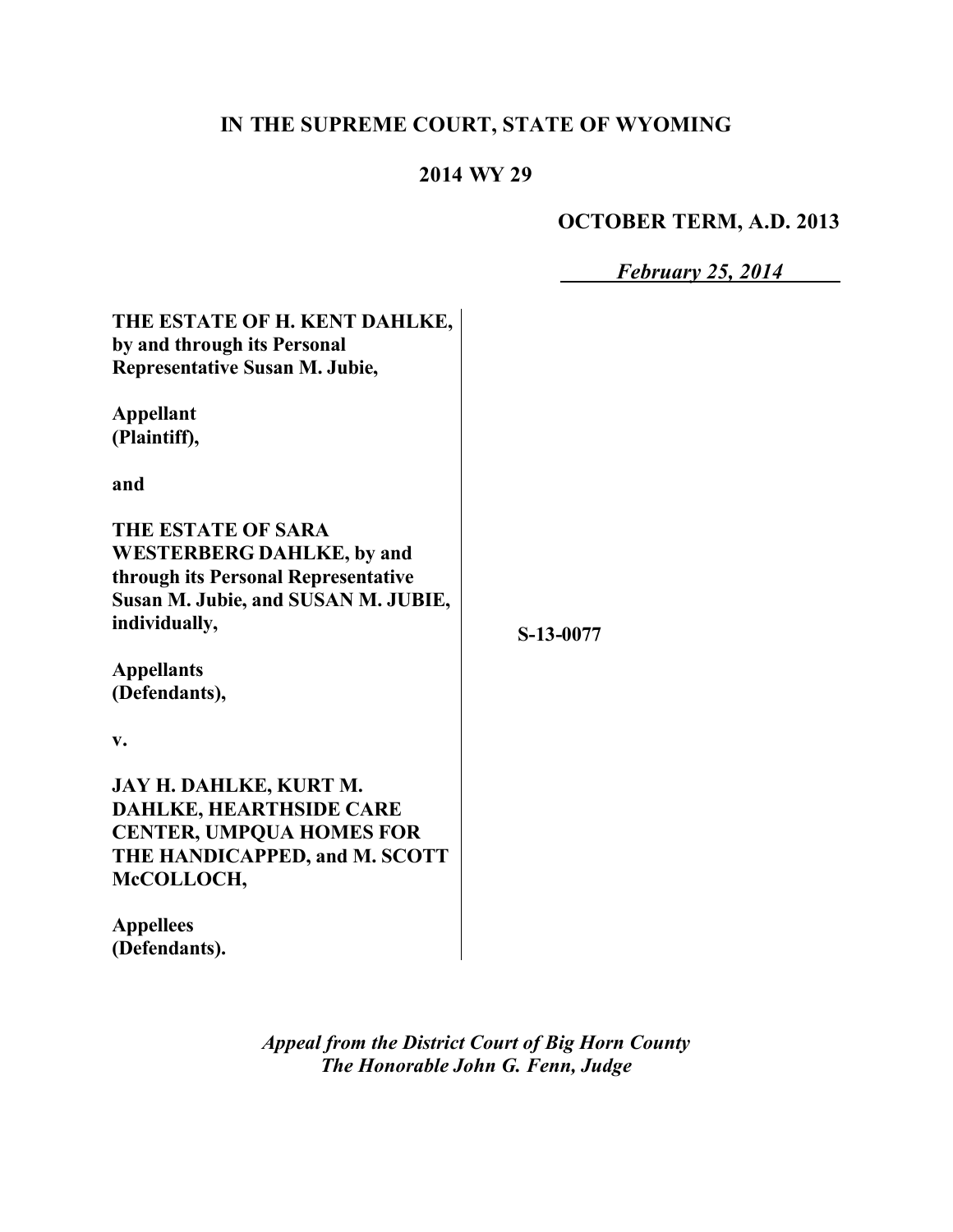**IN THE SUPREME COURT, STATE OF WYOMING**

**2014 WY 29**

**OCTOBER TERM, A.D. 2013**

***February 25, 2014***

**THE ESTATE OF H. KENT DAHLKE, by and through its Personal Representative Susan M. Jubie,**

**Appellant (Plaintiff),**

**and**

**THE ESTATE OF SARA WESTERBERG DAHLKE, by and through its Personal Representative Susan M. Jubie, and SUSAN M. JUBIE, individually,**

**Appellants (Defendants),**

**v.**

**JAY H. DAHLKE, KURT M. DAHLKE, HEARTHSIDE CARE CENTER, UMPQUA HOMES FOR THE HANDICAPPED, and M. SCOTT McCOLLOCH,**

**Appellees (Defendants).**

**S-13-0077**

*Appeal from the District Court of Big Horn County*
*The Honorable John G. Fenn, Judge*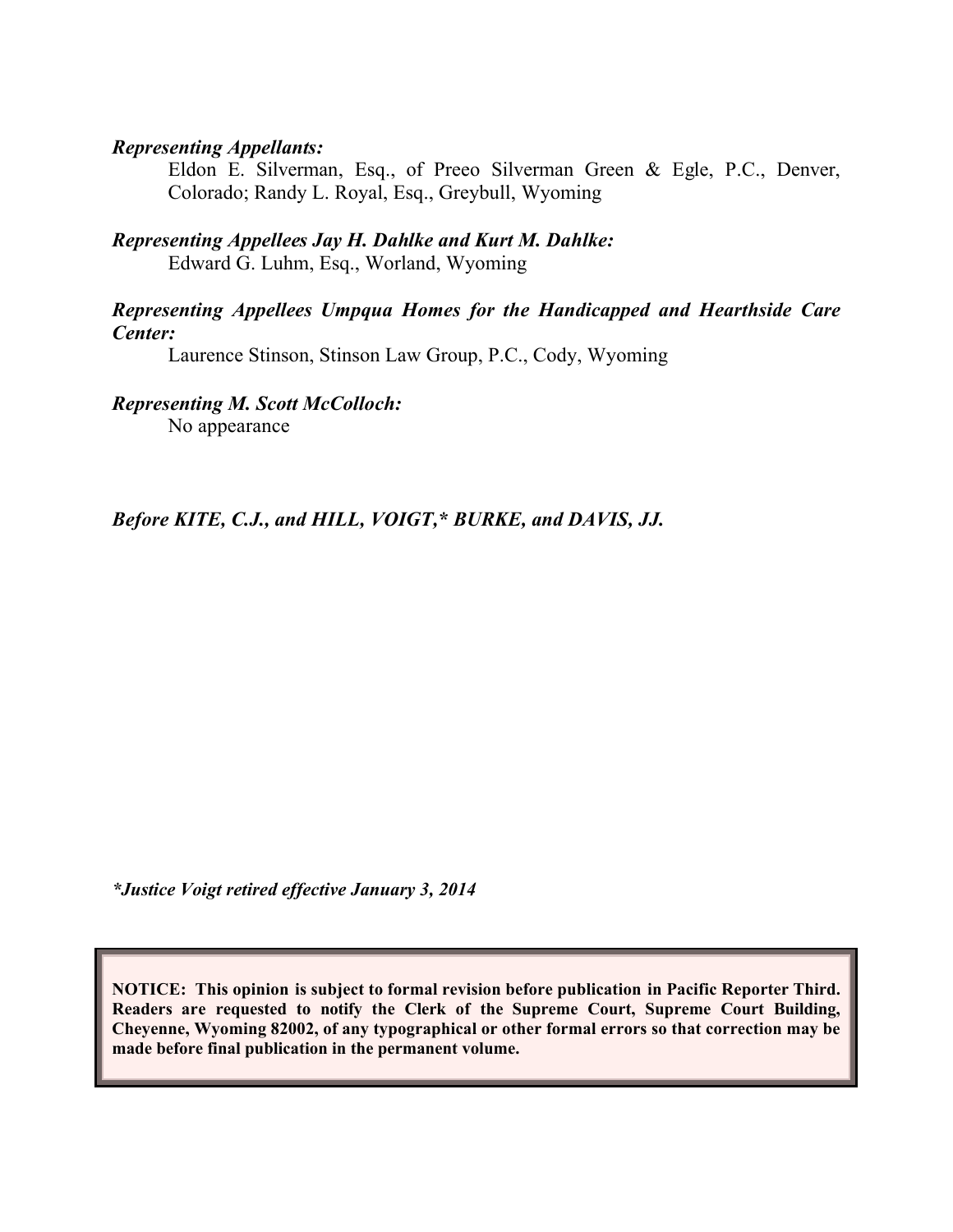***Representing Appellants:***

Eldon E. Silverman, Esq., of Preeo Silverman Green & Egle, P.C., Denver, Colorado; Randy L. Royal, Esq., Greybull, Wyoming

***Representing Appellees Jay H. Dahlke and Kurt M. Dahlke:***

Edward G. Luhm, Esq., Worland, Wyoming

***Representing Appellees Umpqua Homes for the Handicapped and Hearthside Care Center:***

Laurence Stinson, Stinson Law Group, P.C., Cody, Wyoming

***Representing M. Scott McColloch:***

No appearance

***Before KITE, C.J., and HILL, VOIGT,\* BURKE, and DAVIS, JJ.***

***\*Justice Voigt retired effective January 3, 2014***

**NOTICE: This opinion is subject to formal revision before publication in Pacific Reporter Third. Readers are requested to notify the Clerk of the Supreme Court, Supreme Court Building, Cheyenne, Wyoming 82002, of any typographical or other formal errors so that correction may be made before final publication in the permanent volume.**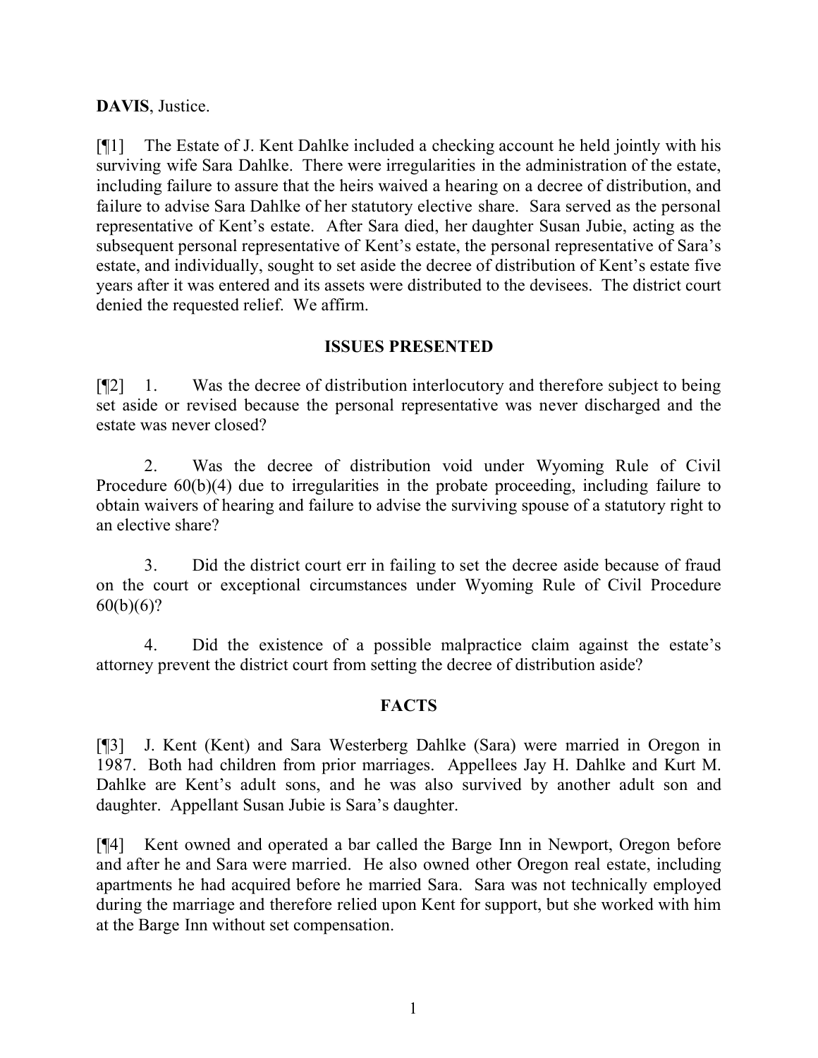**DAVIS**, Justice.

[¶1] The Estate of J. Kent Dahlke included a checking account he held jointly with his surviving wife Sara Dahlke. There were irregularities in the administration of the estate, including failure to assure that the heirs waived a hearing on a decree of distribution, and failure to advise Sara Dahlke of her statutory elective share. Sara served as the personal representative of Kent's estate. After Sara died, her daughter Susan Jubie, acting as the subsequent personal representative of Kent's estate, the personal representative of Sara's estate, and individually, sought to set aside the decree of distribution of Kent's estate five years after it was entered and its assets were distributed to the devisees. The district court denied the requested relief. We affirm.

## ISSUES PRESENTED

[¶2] 1. Was the decree of distribution interlocutory and therefore subject to being set aside or revised because the personal representative was never discharged and the estate was never closed?

2. Was the decree of distribution void under Wyoming Rule of Civil Procedure 60(b)(4) due to irregularities in the probate proceeding, including failure to obtain waivers of hearing and failure to advise the surviving spouse of a statutory right to an elective share?

3. Did the district court err in failing to set the decree aside because of fraud on the court or exceptional circumstances under Wyoming Rule of Civil Procedure 60(b)(6)?

4. Did the existence of a possible malpractice claim against the estate's attorney prevent the district court from setting the decree of distribution aside?

## FACTS

[¶3] J. Kent (Kent) and Sara Westerberg Dahlke (Sara) were married in Oregon in 1987. Both had children from prior marriages. Appellees Jay H. Dahlke and Kurt M. Dahlke are Kent's adult sons, and he was also survived by another adult son and daughter. Appellant Susan Jubie is Sara's daughter.

[¶4] Kent owned and operated a bar called the Barge Inn in Newport, Oregon before and after he and Sara were married. He also owned other Oregon real estate, including apartments he had acquired before he married Sara. Sara was not technically employed during the marriage and therefore relied upon Kent for support, but she worked with him at the Barge Inn without set compensation.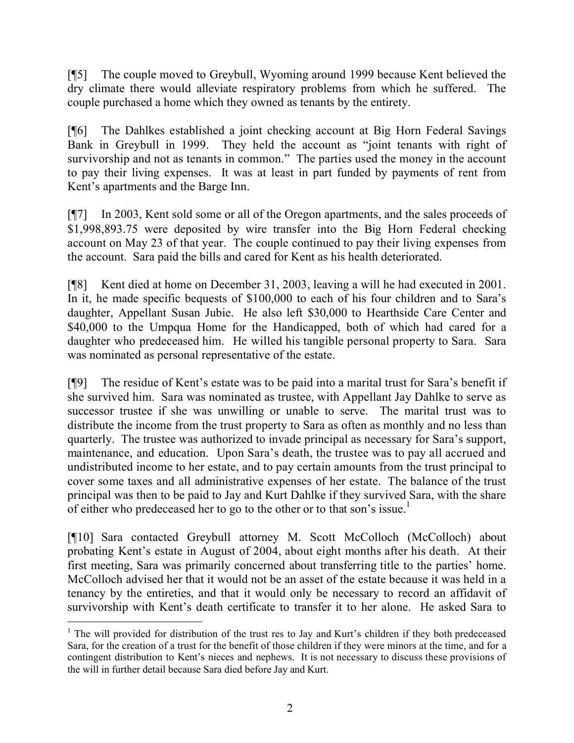[¶5] The couple moved to Greybull, Wyoming around 1999 because Kent believed the dry climate there would alleviate respiratory problems from which he suffered. The couple purchased a home which they owned as tenants by the entirety.

[¶6] The Dahlkes established a joint checking account at Big Horn Federal Savings Bank in Greybull in 1999. They held the account as "joint tenants with right of survivorship and not as tenants in common." The parties used the money in the account to pay their living expenses. It was at least in part funded by payments of rent from Kent's apartments and the Barge Inn.

[¶7] In 2003, Kent sold some or all of the Oregon apartments, and the sales proceeds of $1,998,893.75 were deposited by wire transfer into the Big Horn Federal checking account on May 23 of that year. The couple continued to pay their living expenses from the account. Sara paid the bills and cared for Kent as his health deteriorated.

[¶8] Kent died at home on December 31, 2003, leaving a will he had executed in 2001. In it, he made specific bequests of $100,000 to each of his four children and to Sara's daughter, Appellant Susan Jubie. He also left $30,000 to Hearthside Care Center and $40,000 to the Umpqua Home for the Handicapped, both of which had cared for a daughter who predeceased him. He willed his tangible personal property to Sara. Sara was nominated as personal representative of the estate.

[¶9] The residue of Kent's estate was to be paid into a marital trust for Sara's benefit if she survived him. Sara was nominated as trustee, with Appellant Jay Dahlke to serve as successor trustee if she was unwilling or unable to serve. The marital trust was to distribute the income from the trust property to Sara as often as monthly and no less than quarterly. The trustee was authorized to invade principal as necessary for Sara's support, maintenance, and education. Upon Sara's death, the trustee was to pay all accrued and undistributed income to her estate, and to pay certain amounts from the trust principal to cover some taxes and all administrative expenses of her estate. The balance of the trust principal was then to be paid to Jay and Kurt Dahlke if they survived Sara, with the share of either who predeceased her to go to the other or to that son's issue.[1]

[¶10] Sara contacted Greybull attorney M. Scott McColloch (McColloch) about probating Kent's estate in August of 2004, about eight months after his death. At their first meeting, Sara was primarily concerned about transferring title to the parties' home. McColloch advised her that it would not be an asset of the estate because it was held in a tenancy by the entireties, and that it would only be necessary to record an affidavit of survivorship with Kent's death certificate to transfer it to her alone. He asked Sara to

---

[1] The will provided for distribution of the trust res to Jay and Kurt's children if they both predeceased Sara, for the creation of a trust for the benefit of those children if they were minors at the time, and for a contingent distribution to Kent's nieces and nephews. It is not necessary to discuss these provisions of the will in further detail because Sara died before Jay and Kurt.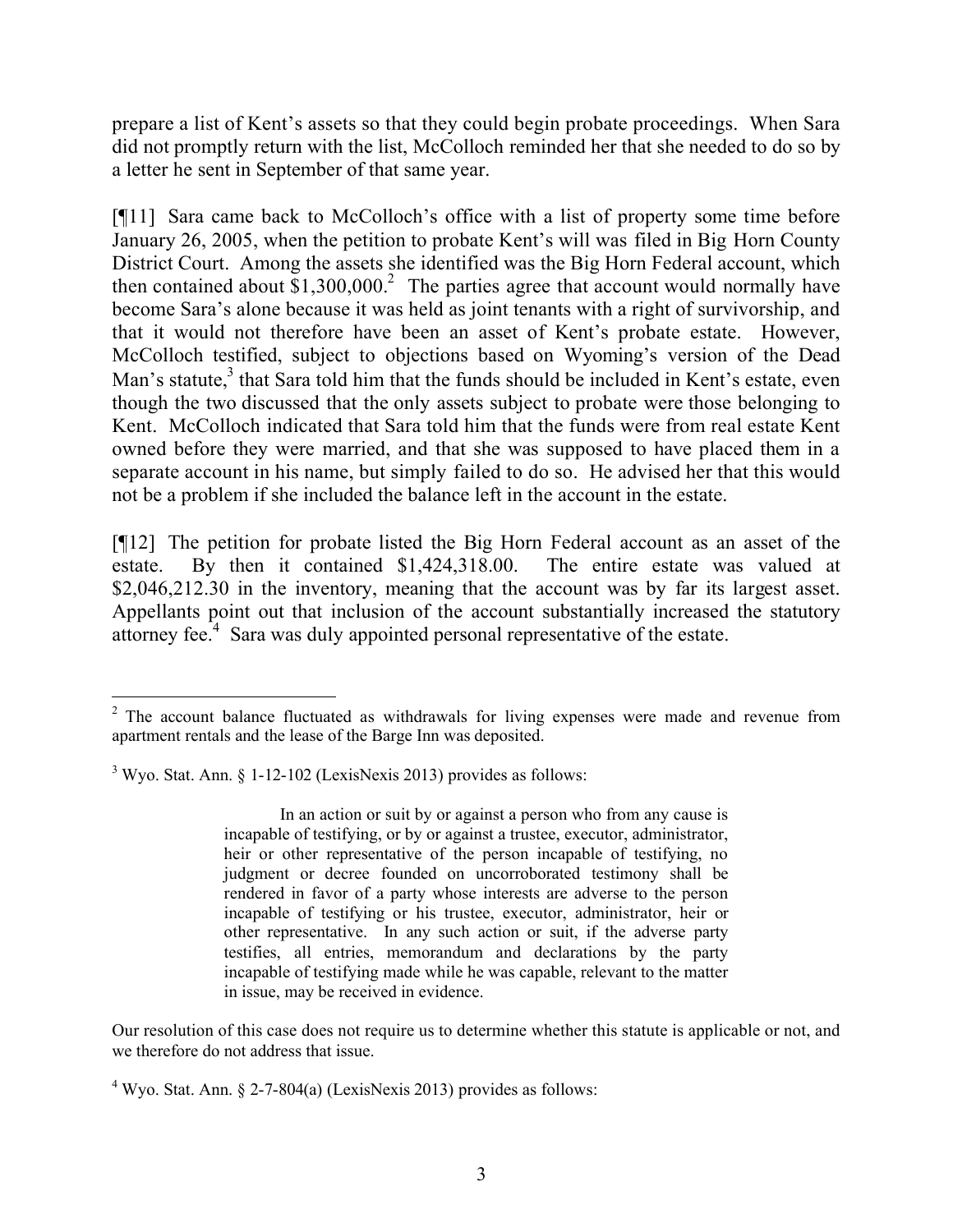prepare a list of Kent's assets so that they could begin probate proceedings. When Sara did not promptly return with the list, McColloch reminded her that she needed to do so by a letter he sent in September of that same year.

[¶11] Sara came back to McColloch's office with a list of property some time before January 26, 2005, when the petition to probate Kent's will was filed in Big Horn County District Court. Among the assets she identified was the Big Horn Federal account, which then contained about $1,300,000.[2] The parties agree that account would normally have become Sara's alone because it was held as joint tenants with a right of survivorship, and that it would not therefore have been an asset of Kent's probate estate. However, McColloch testified, subject to objections based on Wyoming's version of the Dead Man's statute,[3] that Sara told him that the funds should be included in Kent's estate, even though the two discussed that the only assets subject to probate were those belonging to Kent. McColloch indicated that Sara told him that the funds were from real estate Kent owned before they were married, and that she was supposed to have placed them in a separate account in his name, but simply failed to do so. He advised her that this would not be a problem if she included the balance left in the account in the estate.

[¶12] The petition for probate listed the Big Horn Federal account as an asset of the estate. By then it contained $1,424,318.00. The entire estate was valued at $2,046,212.30 in the inventory, meaning that the account was by far its largest asset. Appellants point out that inclusion of the account substantially increased the statutory attorney fee.[4] Sara was duly appointed personal representative of the estate.

---

[2] The account balance fluctuated as withdrawals for living expenses were made and revenue from apartment rentals and the lease of the Barge Inn was deposited.

[3] Wyo. Stat. Ann. § 1-12-102 (LexisNexis 2013) provides as follows:

> In an action or suit by or against a person who from any cause is incapable of testifying, or by or against a trustee, executor, administrator, heir or other representative of the person incapable of testifying, no judgment or decree founded on uncorroborated testimony shall be rendered in favor of a party whose interests are adverse to the person incapable of testifying or his trustee, executor, administrator, heir or other representative. In any such action or suit, if the adverse party testifies, all entries, memorandum and declarations by the party incapable of testifying made while he was capable, relevant to the matter in issue, may be received in evidence.

Our resolution of this case does not require us to determine whether this statute is applicable or not, and we therefore do not address that issue.

[4] Wyo. Stat. Ann. § 2-7-804(a) (LexisNexis 2013) provides as follows: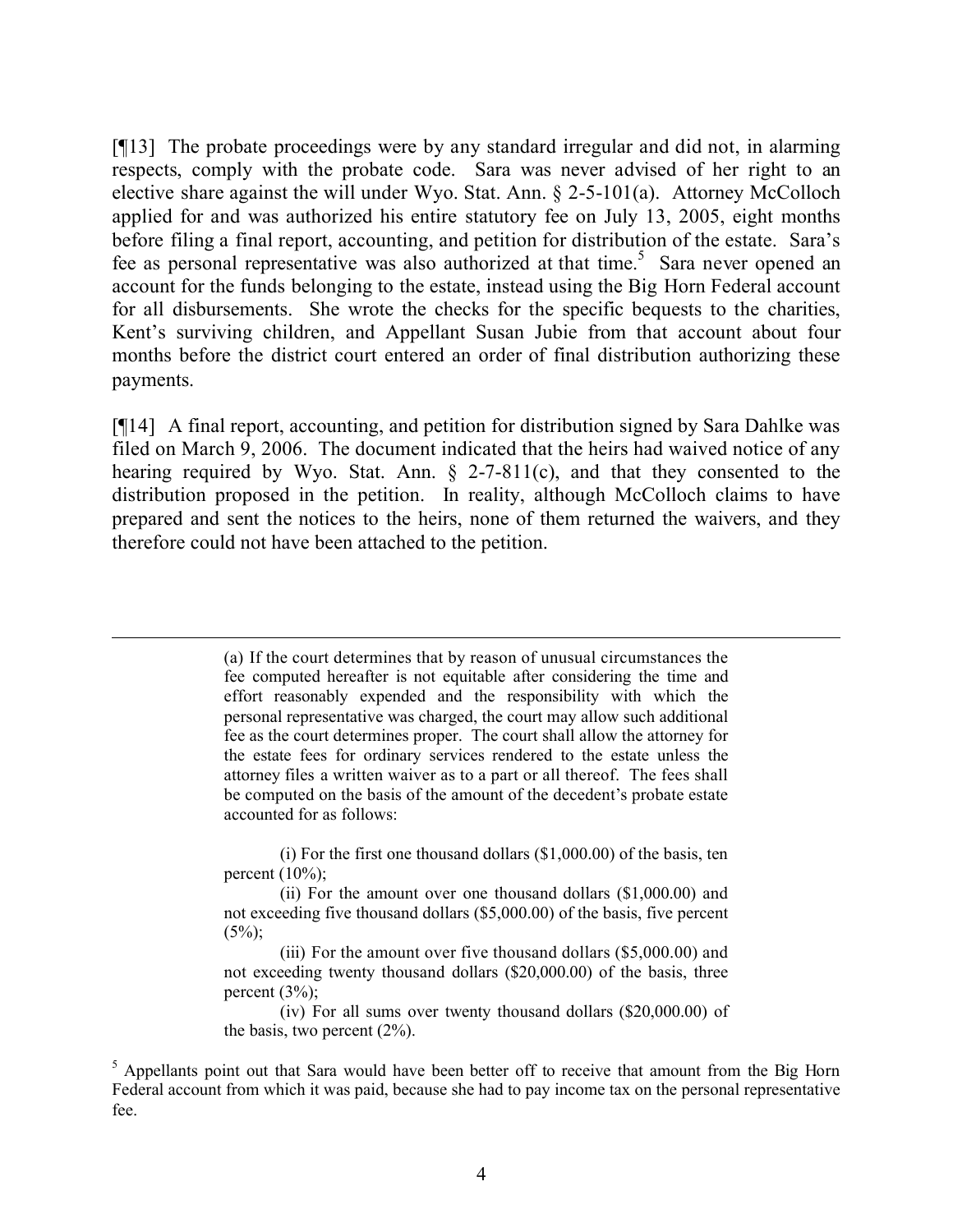[¶13] The probate proceedings were by any standard irregular and did not, in alarming respects, comply with the probate code. Sara was never advised of her right to an elective share against the will under Wyo. Stat. Ann. § 2-5-101(a). Attorney McColloch applied for and was authorized his entire statutory fee on July 13, 2005, eight months before filing a final report, accounting, and petition for distribution of the estate. Sara's fee as personal representative was also authorized at that time.[5] Sara never opened an account for the funds belonging to the estate, instead using the Big Horn Federal account for all disbursements. She wrote the checks for the specific bequests to the charities, Kent's surviving children, and Appellant Susan Jubie from that account about four months before the district court entered an order of final distribution authorizing these payments.

[¶14] A final report, accounting, and petition for distribution signed by Sara Dahlke was filed on March 9, 2006. The document indicated that the heirs had waived notice of any hearing required by Wyo. Stat. Ann. § 2-7-811(c), and that they consented to the distribution proposed in the petition. In reality, although McColloch claims to have prepared and sent the notices to the heirs, none of them returned the waivers, and they therefore could not have been attached to the petition.

---

> (a) If the court determines that by reason of unusual circumstances the fee computed hereafter is not equitable after considering the time and effort reasonably expended and the responsibility with which the personal representative was charged, the court may allow such additional fee as the court determines proper. The court shall allow the attorney for the estate fees for ordinary services rendered to the estate unless the attorney files a written waiver as to a part or all thereof. The fees shall be computed on the basis of the amount of the decedent's probate estate accounted for as follows:
>
> (i) For the first one thousand dollars ($1,000.00) of the basis, ten percent (10%);
>
> (ii) For the amount over one thousand dollars ($1,000.00) and not exceeding five thousand dollars ($5,000.00) of the basis, five percent (5%);
>
> (iii) For the amount over five thousand dollars ($5,000.00) and not exceeding twenty thousand dollars ($20,000.00) of the basis, three percent (3%);
>
> (iv) For all sums over twenty thousand dollars ($20,000.00) of the basis, two percent (2%).

[5] Appellants point out that Sara would have been better off to receive that amount from the Big Horn Federal account from which it was paid, because she had to pay income tax on the personal representative fee.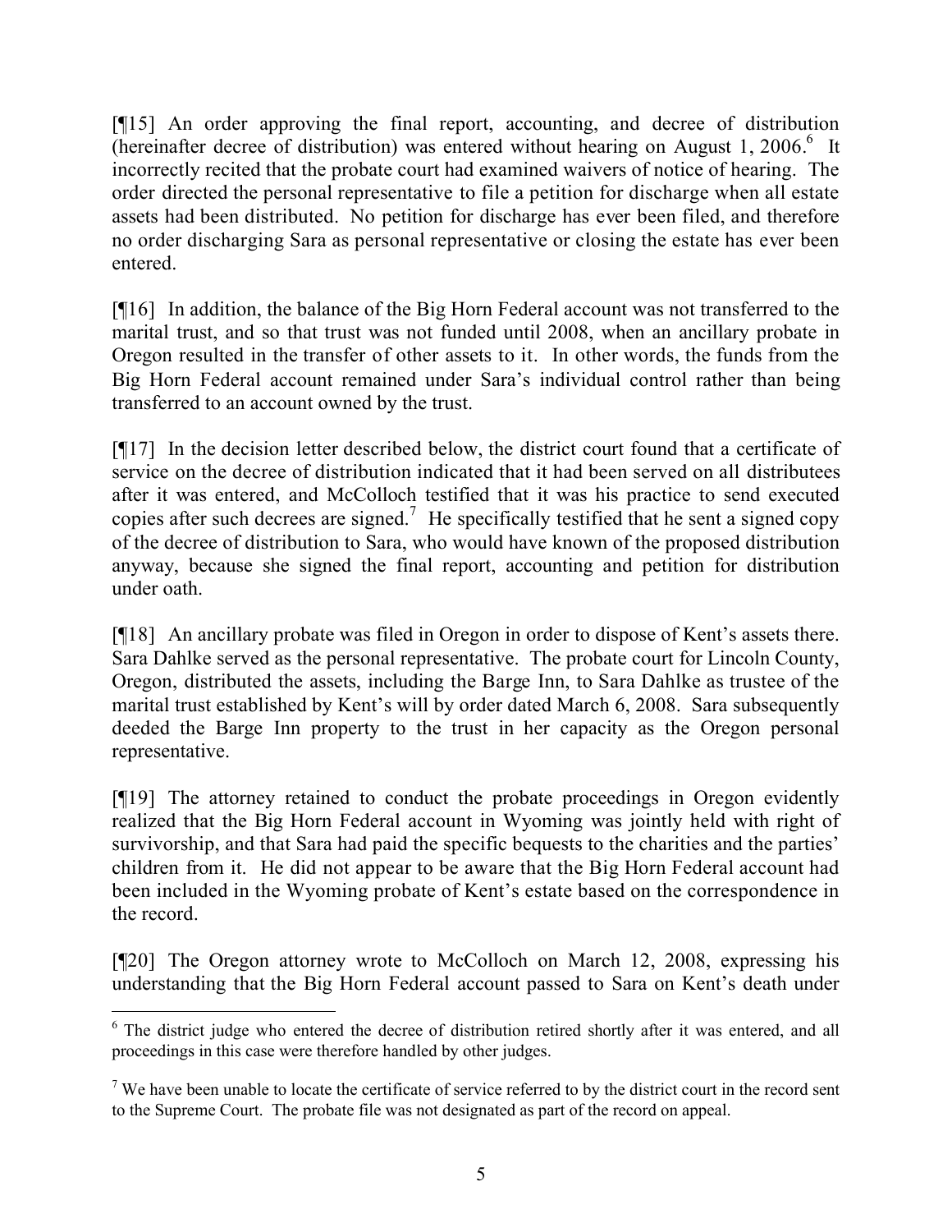[¶15] An order approving the final report, accounting, and decree of distribution (hereinafter decree of distribution) was entered without hearing on August 1, 2006.[6] It incorrectly recited that the probate court had examined waivers of notice of hearing. The order directed the personal representative to file a petition for discharge when all estate assets had been distributed. No petition for discharge has ever been filed, and therefore no order discharging Sara as personal representative or closing the estate has ever been entered.

[¶16] In addition, the balance of the Big Horn Federal account was not transferred to the marital trust, and so that trust was not funded until 2008, when an ancillary probate in Oregon resulted in the transfer of other assets to it. In other words, the funds from the Big Horn Federal account remained under Sara's individual control rather than being transferred to an account owned by the trust.

[¶17] In the decision letter described below, the district court found that a certificate of service on the decree of distribution indicated that it had been served on all distributees after it was entered, and McColloch testified that it was his practice to send executed copies after such decrees are signed.[7] He specifically testified that he sent a signed copy of the decree of distribution to Sara, who would have known of the proposed distribution anyway, because she signed the final report, accounting and petition for distribution under oath.

[¶18] An ancillary probate was filed in Oregon in order to dispose of Kent's assets there. Sara Dahlke served as the personal representative. The probate court for Lincoln County, Oregon, distributed the assets, including the Barge Inn, to Sara Dahlke as trustee of the marital trust established by Kent's will by order dated March 6, 2008. Sara subsequently deeded the Barge Inn property to the trust in her capacity as the Oregon personal representative.

[¶19] The attorney retained to conduct the probate proceedings in Oregon evidently realized that the Big Horn Federal account in Wyoming was jointly held with right of survivorship, and that Sara had paid the specific bequests to the charities and the parties' children from it. He did not appear to be aware that the Big Horn Federal account had been included in the Wyoming probate of Kent's estate based on the correspondence in the record.

[¶20] The Oregon attorney wrote to McColloch on March 12, 2008, expressing his understanding that the Big Horn Federal account passed to Sara on Kent's death under

---

[6] The district judge who entered the decree of distribution retired shortly after it was entered, and all proceedings in this case were therefore handled by other judges.

[7] We have been unable to locate the certificate of service referred to by the district court in the record sent to the Supreme Court. The probate file was not designated as part of the record on appeal.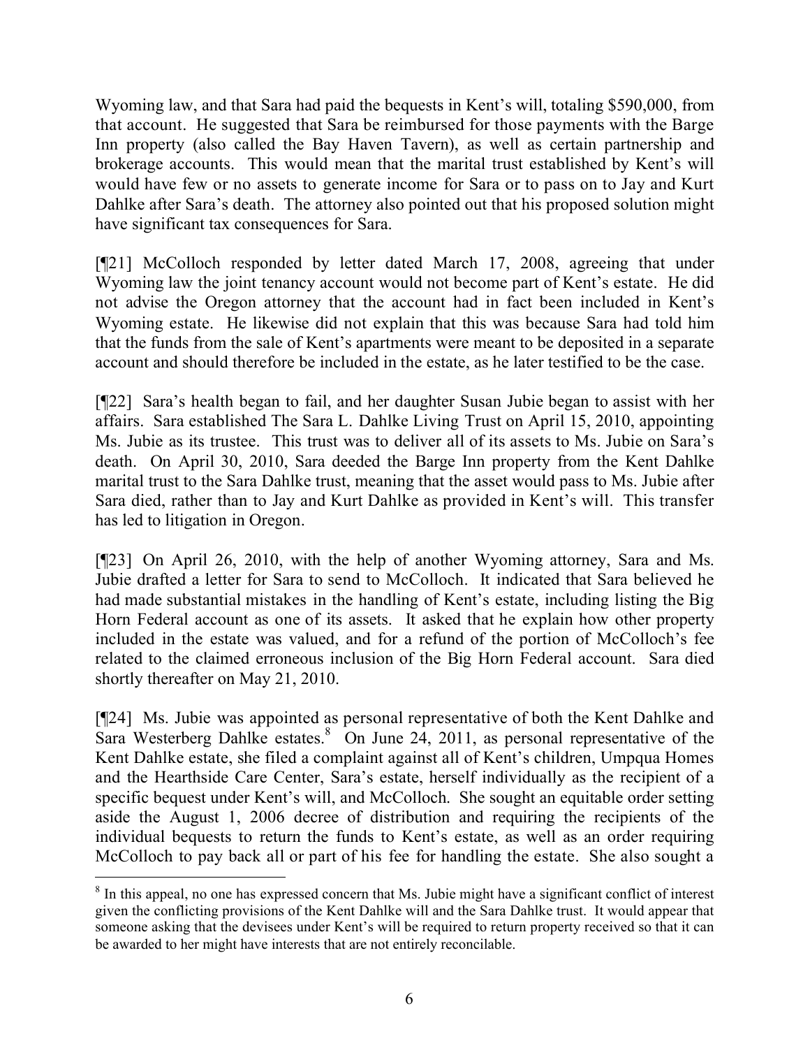Wyoming law, and that Sara had paid the bequests in Kent's will, totaling $590,000, from that account. He suggested that Sara be reimbursed for those payments with the Barge Inn property (also called the Bay Haven Tavern), as well as certain partnership and brokerage accounts. This would mean that the marital trust established by Kent's will would have few or no assets to generate income for Sara or to pass on to Jay and Kurt Dahlke after Sara's death. The attorney also pointed out that his proposed solution might have significant tax consequences for Sara.

[¶21] McColloch responded by letter dated March 17, 2008, agreeing that under Wyoming law the joint tenancy account would not become part of Kent's estate. He did not advise the Oregon attorney that the account had in fact been included in Kent's Wyoming estate. He likewise did not explain that this was because Sara had told him that the funds from the sale of Kent's apartments were meant to be deposited in a separate account and should therefore be included in the estate, as he later testified to be the case.

[¶22] Sara's health began to fail, and her daughter Susan Jubie began to assist with her affairs. Sara established The Sara L. Dahlke Living Trust on April 15, 2010, appointing Ms. Jubie as its trustee. This trust was to deliver all of its assets to Ms. Jubie on Sara's death. On April 30, 2010, Sara deeded the Barge Inn property from the Kent Dahlke marital trust to the Sara Dahlke trust, meaning that the asset would pass to Ms. Jubie after Sara died, rather than to Jay and Kurt Dahlke as provided in Kent's will. This transfer has led to litigation in Oregon.

[¶23] On April 26, 2010, with the help of another Wyoming attorney, Sara and Ms. Jubie drafted a letter for Sara to send to McColloch. It indicated that Sara believed he had made substantial mistakes in the handling of Kent's estate, including listing the Big Horn Federal account as one of its assets. It asked that he explain how other property included in the estate was valued, and for a refund of the portion of McColloch's fee related to the claimed erroneous inclusion of the Big Horn Federal account. Sara died shortly thereafter on May 21, 2010.

[¶24] Ms. Jubie was appointed as personal representative of both the Kent Dahlke and Sara Westerberg Dahlke estates.[8] On June 24, 2011, as personal representative of the Kent Dahlke estate, she filed a complaint against all of Kent's children, Umpqua Homes and the Hearthside Care Center, Sara's estate, herself individually as the recipient of a specific bequest under Kent's will, and McColloch. She sought an equitable order setting aside the August 1, 2006 decree of distribution and requiring the recipients of the individual bequests to return the funds to Kent's estate, as well as an order requiring McColloch to pay back all or part of his fee for handling the estate. She also sought a

[8] In this appeal, no one has expressed concern that Ms. Jubie might have a significant conflict of interest given the conflicting provisions of the Kent Dahlke will and the Sara Dahlke trust. It would appear that someone asking that the devisees under Kent's will be required to return property received so that it can be awarded to her might have interests that are not entirely reconcilable.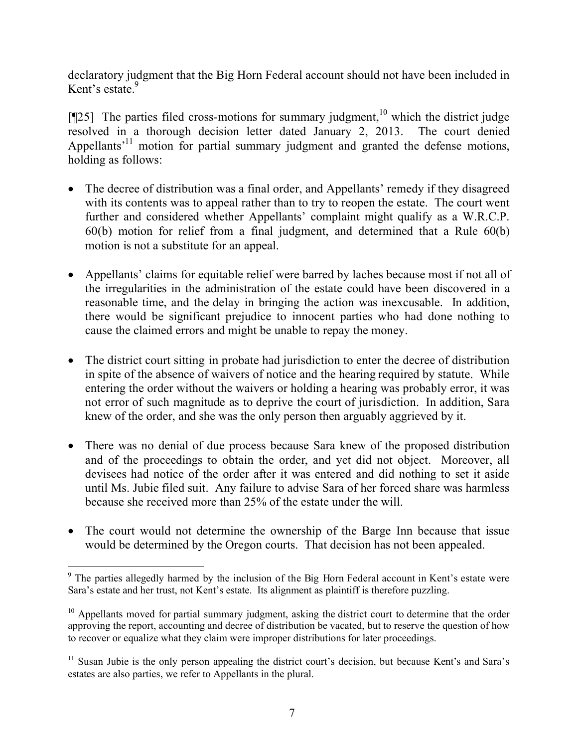declaratory judgment that the Big Horn Federal account should not have been included in Kent's estate.[9]

[¶25] The parties filed cross-motions for summary judgment,[10] which the district judge resolved in a thorough decision letter dated January 2, 2013. The court denied Appellants'[11] motion for partial summary judgment and granted the defense motions, holding as follows:

- The decree of distribution was a final order, and Appellants' remedy if they disagreed with its contents was to appeal rather than to try to reopen the estate. The court went further and considered whether Appellants' complaint might qualify as a W.R.C.P. 60(b) motion for relief from a final judgment, and determined that a Rule 60(b) motion is not a substitute for an appeal.

- Appellants' claims for equitable relief were barred by laches because most if not all of the irregularities in the administration of the estate could have been discovered in a reasonable time, and the delay in bringing the action was inexcusable. In addition, there would be significant prejudice to innocent parties who had done nothing to cause the claimed errors and might be unable to repay the money.

- The district court sitting in probate had jurisdiction to enter the decree of distribution in spite of the absence of waivers of notice and the hearing required by statute. While entering the order without the waivers or holding a hearing was probably error, it was not error of such magnitude as to deprive the court of jurisdiction. In addition, Sara knew of the order, and she was the only person then arguably aggrieved by it.

- There was no denial of due process because Sara knew of the proposed distribution and of the proceedings to obtain the order, and yet did not object. Moreover, all devisees had notice of the order after it was entered and did nothing to set it aside until Ms. Jubie filed suit. Any failure to advise Sara of her forced share was harmless because she received more than 25% of the estate under the will.

- The court would not determine the ownership of the Barge Inn because that issue would be determined by the Oregon courts. That decision has not been appealed.

---

[9] The parties allegedly harmed by the inclusion of the Big Horn Federal account in Kent's estate were Sara's estate and her trust, not Kent's estate. Its alignment as plaintiff is therefore puzzling.

[10] Appellants moved for partial summary judgment, asking the district court to determine that the order approving the report, accounting and decree of distribution be vacated, but to reserve the question of how to recover or equalize what they claim were improper distributions for later proceedings.

[11] Susan Jubie is the only person appealing the district court's decision, but because Kent's and Sara's estates are also parties, we refer to Appellants in the plural.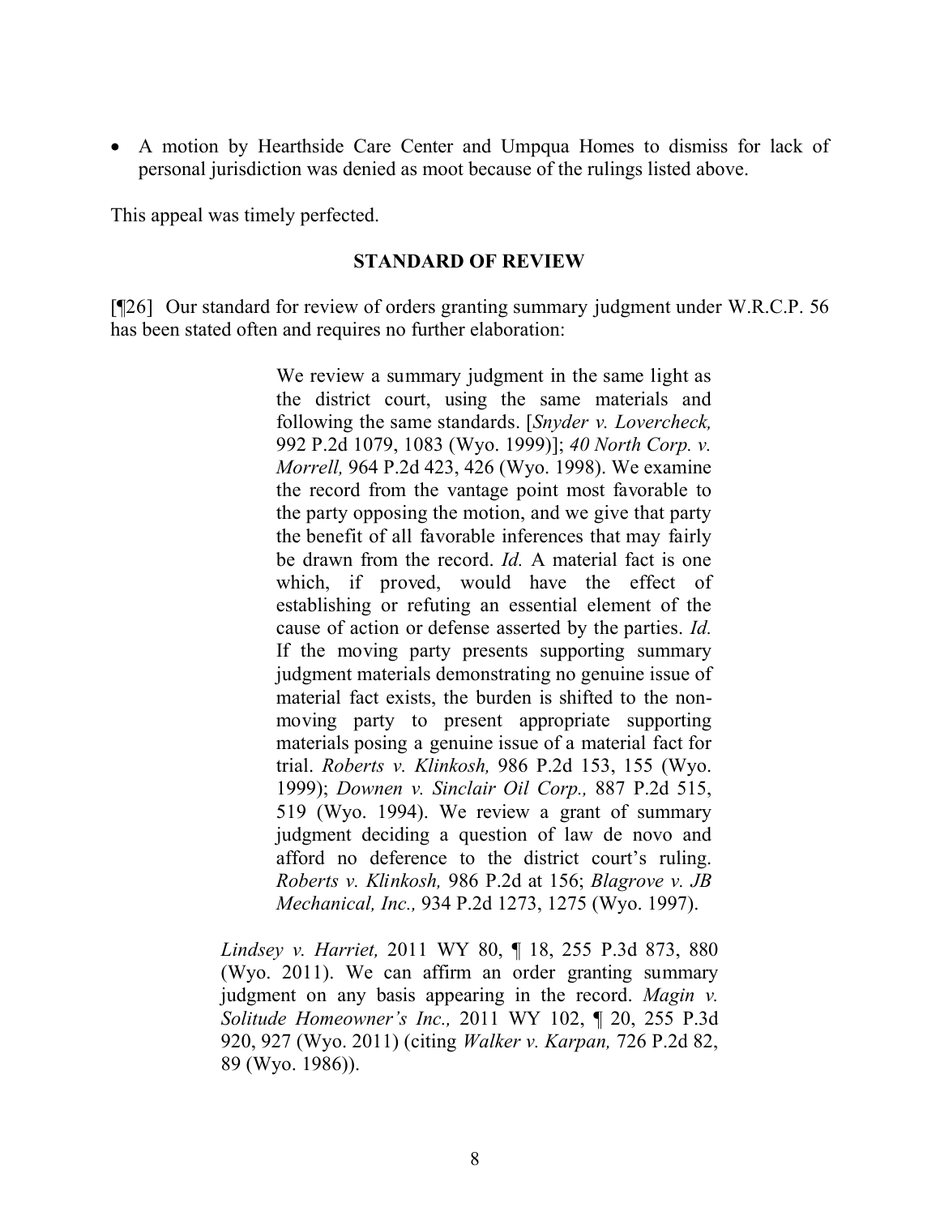- A motion by Hearthside Care Center and Umpqua Homes to dismiss for lack of personal jurisdiction was denied as moot because of the rulings listed above.

This appeal was timely perfected.

## STANDARD OF REVIEW

[¶26] Our standard for review of orders granting summary judgment under W.R.C.P. 56 has been stated often and requires no further elaboration:

> We review a summary judgment in the same light as the district court, using the same materials and following the same standards. [*Snyder v. Lovercheck,* 992 P.2d 1079, 1083 (Wyo. 1999)]; *40 North Corp. v. Morrell,* 964 P.2d 423, 426 (Wyo. 1998). We examine the record from the vantage point most favorable to the party opposing the motion, and we give that party the benefit of all favorable inferences that may fairly be drawn from the record. *Id.* A material fact is one which, if proved, would have the effect of establishing or refuting an essential element of the cause of action or defense asserted by the parties. *Id.* If the moving party presents supporting summary judgment materials demonstrating no genuine issue of material fact exists, the burden is shifted to the non-moving party to present appropriate supporting materials posing a genuine issue of a material fact for trial. *Roberts v. Klinkosh,* 986 P.2d 153, 155 (Wyo. 1999); *Downen v. Sinclair Oil Corp.,* 887 P.2d 515, 519 (Wyo. 1994). We review a grant of summary judgment deciding a question of law de novo and afford no deference to the district court's ruling. *Roberts v. Klinkosh,* 986 P.2d at 156; *Blagrove v. JB Mechanical, Inc.,* 934 P.2d 1273, 1275 (Wyo. 1997).

*Lindsey v. Harriet,* 2011 WY 80, ¶ 18, 255 P.3d 873, 880 (Wyo. 2011). We can affirm an order granting summary judgment on any basis appearing in the record. *Magin v. Solitude Homeowner's Inc.,* 2011 WY 102, ¶ 20, 255 P.3d 920, 927 (Wyo. 2011) (citing *Walker v. Karpan,* 726 P.2d 82, 89 (Wyo. 1986)).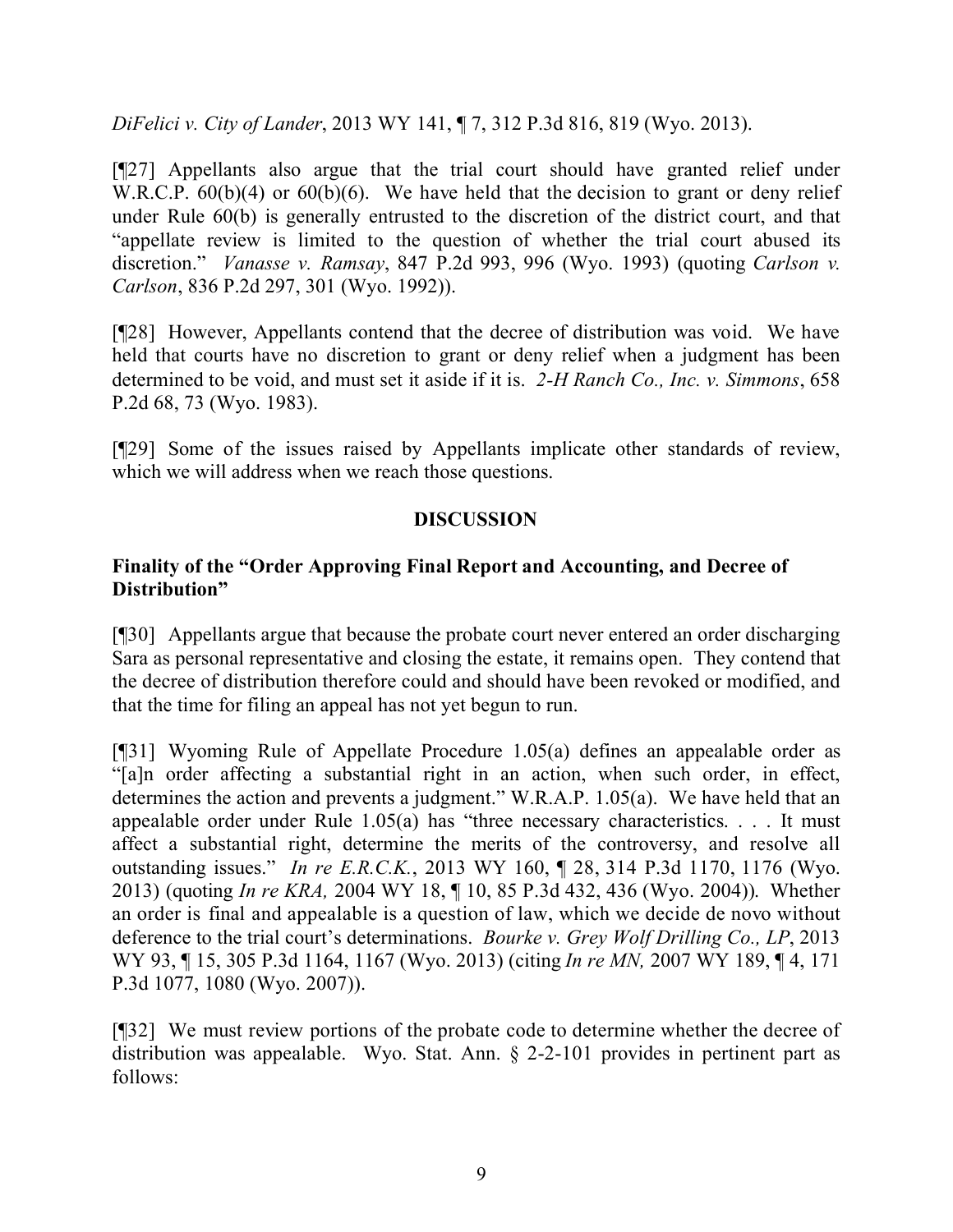*DiFelici v. City of Lander*, 2013 WY 141, ¶ 7, 312 P.3d 816, 819 (Wyo. 2013).

[¶27] Appellants also argue that the trial court should have granted relief under W.R.C.P. 60(b)(4) or 60(b)(6). We have held that the decision to grant or deny relief under Rule 60(b) is generally entrusted to the discretion of the district court, and that "appellate review is limited to the question of whether the trial court abused its discretion." *Vanasse v. Ramsay*, 847 P.2d 993, 996 (Wyo. 1993) (quoting *Carlson v. Carlson*, 836 P.2d 297, 301 (Wyo. 1992)).

[¶28] However, Appellants contend that the decree of distribution was void. We have held that courts have no discretion to grant or deny relief when a judgment has been determined to be void, and must set it aside if it is. *2-H Ranch Co., Inc. v. Simmons*, 658 P.2d 68, 73 (Wyo. 1983).

[¶29] Some of the issues raised by Appellants implicate other standards of review, which we will address when we reach those questions.

## DISCUSSION

### Finality of the "Order Approving Final Report and Accounting, and Decree of Distribution"

[¶30] Appellants argue that because the probate court never entered an order discharging Sara as personal representative and closing the estate, it remains open. They contend that the decree of distribution therefore could and should have been revoked or modified, and that the time for filing an appeal has not yet begun to run.

[¶31] Wyoming Rule of Appellate Procedure 1.05(a) defines an appealable order as "[a]n order affecting a substantial right in an action, when such order, in effect, determines the action and prevents a judgment." W.R.A.P. 1.05(a). We have held that an appealable order under Rule 1.05(a) has "three necessary characteristics. . . . It must affect a substantial right, determine the merits of the controversy, and resolve all outstanding issues." *In re E.R.C.K.*, 2013 WY 160, ¶ 28, 314 P.3d 1170, 1176 (Wyo. 2013) (quoting *In re KRA,* 2004 WY 18, ¶ 10, 85 P.3d 432, 436 (Wyo. 2004)). Whether an order is final and appealable is a question of law, which we decide de novo without deference to the trial court's determinations. *Bourke v. Grey Wolf Drilling Co., LP*, 2013 WY 93, ¶ 15, 305 P.3d 1164, 1167 (Wyo. 2013) (citing *In re MN,* 2007 WY 189, ¶ 4, 171 P.3d 1077, 1080 (Wyo. 2007)).

[¶32] We must review portions of the probate code to determine whether the decree of distribution was appealable. Wyo. Stat. Ann. § 2-2-101 provides in pertinent part as follows: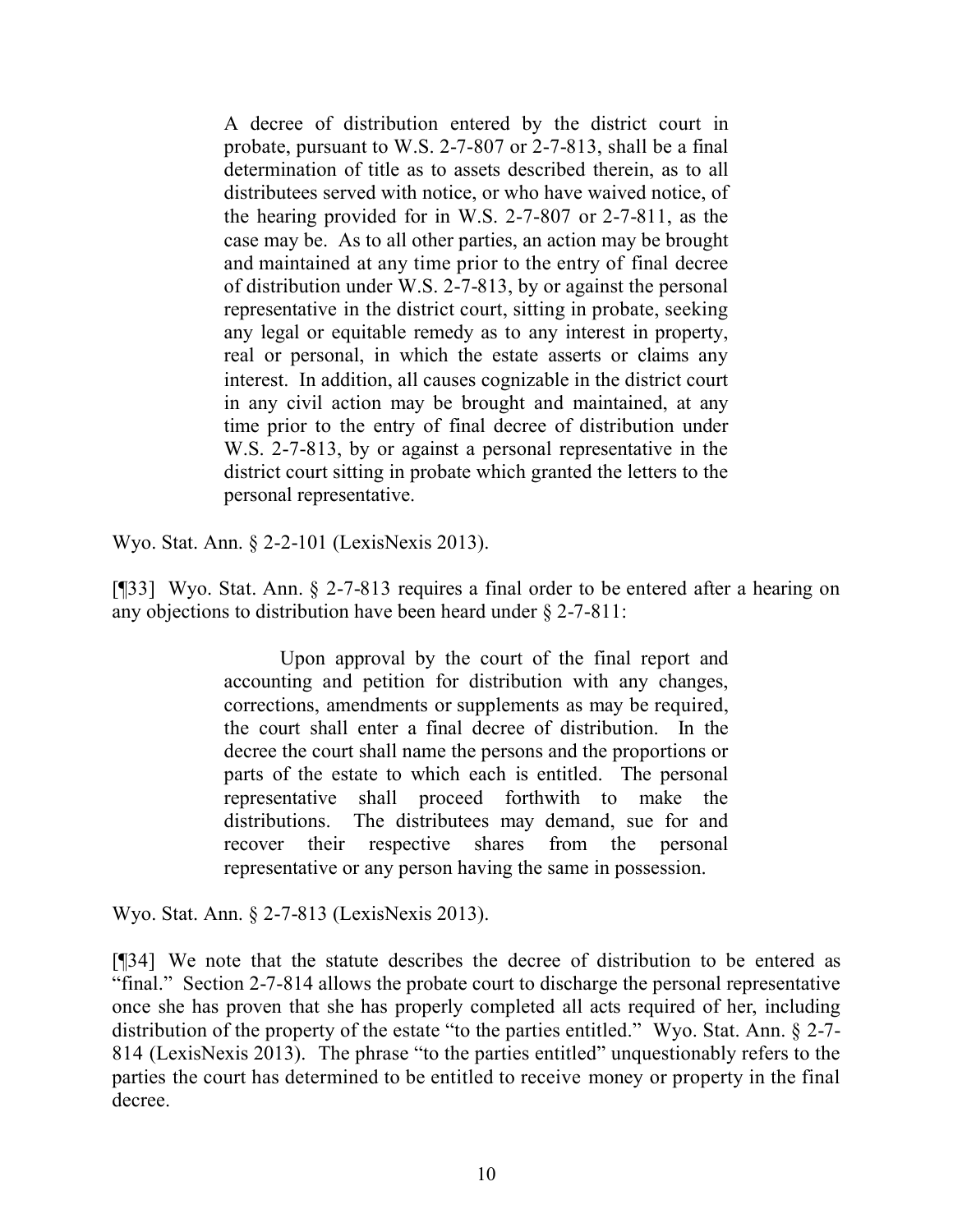> A decree of distribution entered by the district court in probate, pursuant to W.S. 2-7-807 or 2-7-813, shall be a final determination of title as to assets described therein, as to all distributees served with notice, or who have waived notice, of the hearing provided for in W.S. 2-7-807 or 2-7-811, as the case may be. As to all other parties, an action may be brought and maintained at any time prior to the entry of final decree of distribution under W.S. 2-7-813, by or against the personal representative in the district court, sitting in probate, seeking any legal or equitable remedy as to any interest in property, real or personal, in which the estate asserts or claims any interest. In addition, all causes cognizable in the district court in any civil action may be brought and maintained, at any time prior to the entry of final decree of distribution under W.S. 2-7-813, by or against a personal representative in the district court sitting in probate which granted the letters to the personal representative.

Wyo. Stat. Ann. § 2-2-101 (LexisNexis 2013).

[¶33] Wyo. Stat. Ann. § 2-7-813 requires a final order to be entered after a hearing on any objections to distribution have been heard under § 2-7-811:

> Upon approval by the court of the final report and accounting and petition for distribution with any changes, corrections, amendments or supplements as may be required, the court shall enter a final decree of distribution. In the decree the court shall name the persons and the proportions or parts of the estate to which each is entitled. The personal representative shall proceed forthwith to make the distributions. The distributees may demand, sue for and recover their respective shares from the personal representative or any person having the same in possession.

Wyo. Stat. Ann. § 2-7-813 (LexisNexis 2013).

[¶34] We note that the statute describes the decree of distribution to be entered as "final." Section 2-7-814 allows the probate court to discharge the personal representative once she has proven that she has properly completed all acts required of her, including distribution of the property of the estate "to the parties entitled." Wyo. Stat. Ann. § 2-7-814 (LexisNexis 2013). The phrase "to the parties entitled" unquestionably refers to the parties the court has determined to be entitled to receive money or property in the final decree.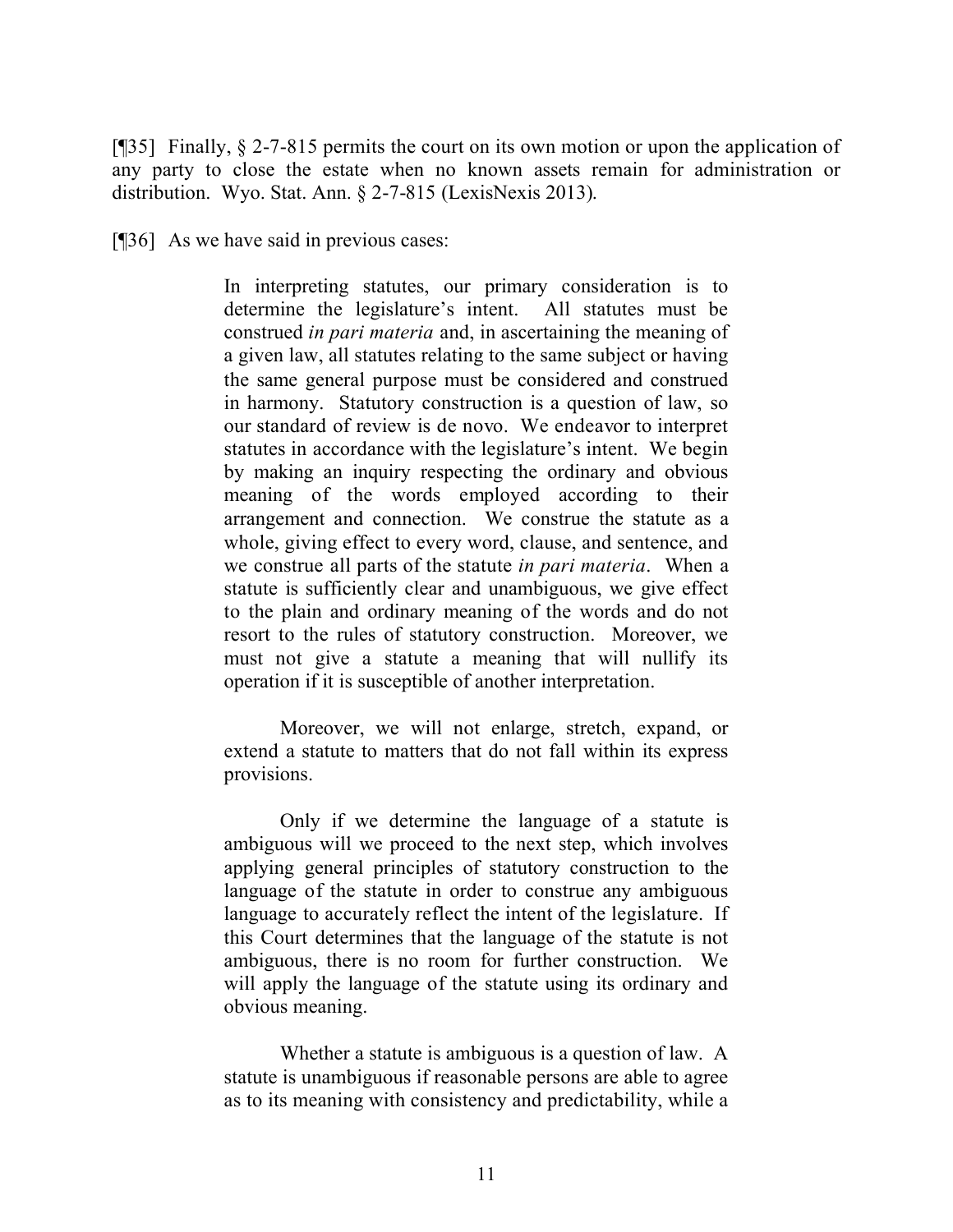[¶35] Finally, § 2-7-815 permits the court on its own motion or upon the application of any party to close the estate when no known assets remain for administration or distribution. Wyo. Stat. Ann. § 2-7-815 (LexisNexis 2013).

[¶36] As we have said in previous cases:

> In interpreting statutes, our primary consideration is to determine the legislature's intent. All statutes must be construed *in pari materia* and, in ascertaining the meaning of a given law, all statutes relating to the same subject or having the same general purpose must be considered and construed in harmony. Statutory construction is a question of law, so our standard of review is de novo. We endeavor to interpret statutes in accordance with the legislature's intent. We begin by making an inquiry respecting the ordinary and obvious meaning of the words employed according to their arrangement and connection. We construe the statute as a whole, giving effect to every word, clause, and sentence, and we construe all parts of the statute *in pari materia*. When a statute is sufficiently clear and unambiguous, we give effect to the plain and ordinary meaning of the words and do not resort to the rules of statutory construction. Moreover, we must not give a statute a meaning that will nullify its operation if it is susceptible of another interpretation.
>
> Moreover, we will not enlarge, stretch, expand, or extend a statute to matters that do not fall within its express provisions.
>
> Only if we determine the language of a statute is ambiguous will we proceed to the next step, which involves applying general principles of statutory construction to the language of the statute in order to construe any ambiguous language to accurately reflect the intent of the legislature. If this Court determines that the language of the statute is not ambiguous, there is no room for further construction. We will apply the language of the statute using its ordinary and obvious meaning.
>
> Whether a statute is ambiguous is a question of law. A statute is unambiguous if reasonable persons are able to agree as to its meaning with consistency and predictability, while a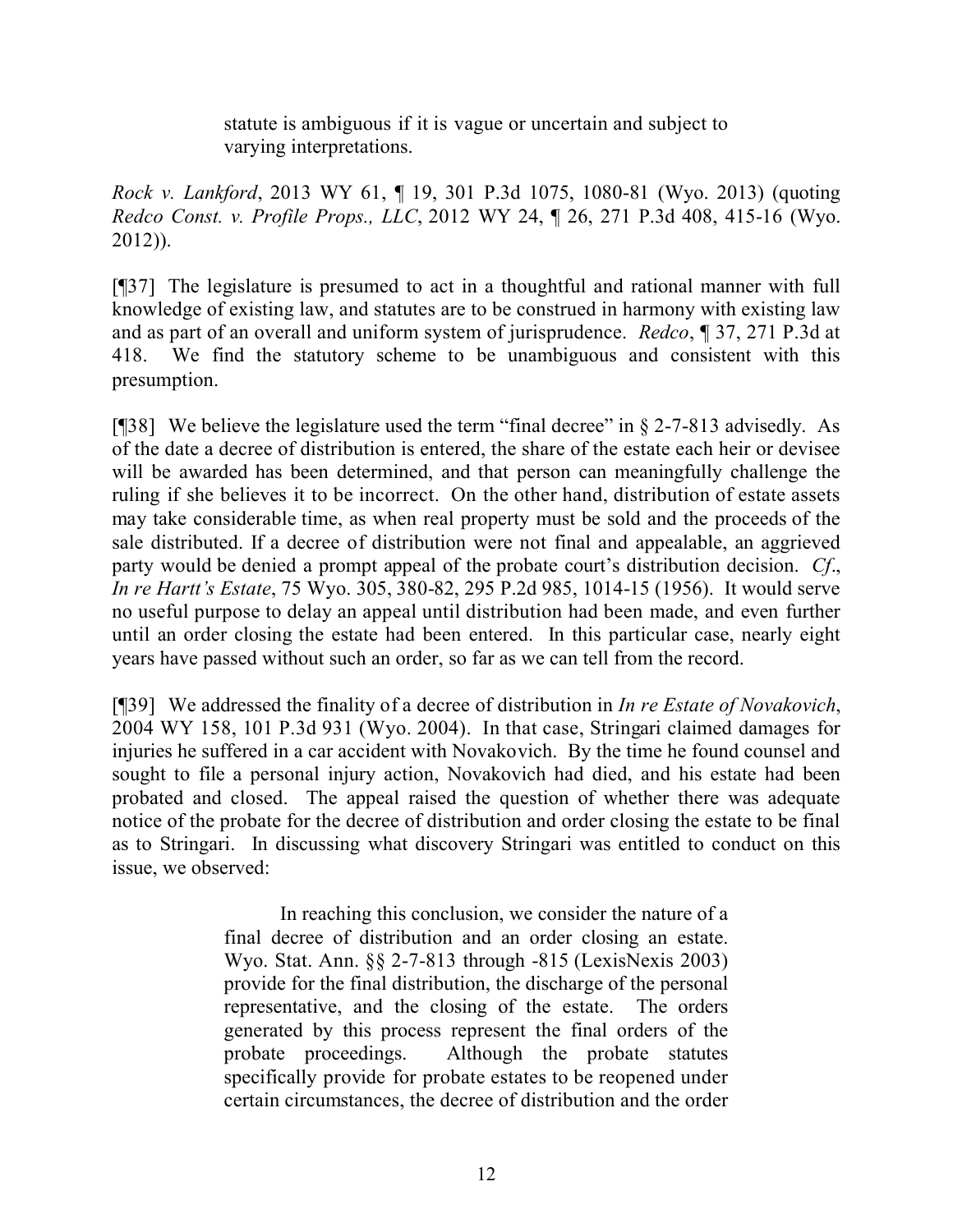> statute is ambiguous if it is vague or uncertain and subject to varying interpretations.

*Rock v. Lankford*, 2013 WY 61, ¶ 19, 301 P.3d 1075, 1080-81 (Wyo. 2013) (quoting *Redco Const. v. Profile Props., LLC*, 2012 WY 24, ¶ 26, 271 P.3d 408, 415-16 (Wyo. 2012)).

[¶37] The legislature is presumed to act in a thoughtful and rational manner with full knowledge of existing law, and statutes are to be construed in harmony with existing law and as part of an overall and uniform system of jurisprudence. *Redco*, ¶ 37, 271 P.3d at 418. We find the statutory scheme to be unambiguous and consistent with this presumption.

[¶38] We believe the legislature used the term "final decree" in § 2-7-813 advisedly. As of the date a decree of distribution is entered, the share of the estate each heir or devisee will be awarded has been determined, and that person can meaningfully challenge the ruling if she believes it to be incorrect. On the other hand, distribution of estate assets may take considerable time, as when real property must be sold and the proceeds of the sale distributed. If a decree of distribution were not final and appealable, an aggrieved party would be denied a prompt appeal of the probate court's distribution decision. *Cf*., *In re Hartt's Estate*, 75 Wyo. 305, 380-82, 295 P.2d 985, 1014-15 (1956). It would serve no useful purpose to delay an appeal until distribution had been made, and even further until an order closing the estate had been entered. In this particular case, nearly eight years have passed without such an order, so far as we can tell from the record.

[¶39] We addressed the finality of a decree of distribution in *In re Estate of Novakovich*, 2004 WY 158, 101 P.3d 931 (Wyo. 2004). In that case, Stringari claimed damages for injuries he suffered in a car accident with Novakovich. By the time he found counsel and sought to file a personal injury action, Novakovich had died, and his estate had been probated and closed. The appeal raised the question of whether there was adequate notice of the probate for the decree of distribution and order closing the estate to be final as to Stringari. In discussing what discovery Stringari was entitled to conduct on this issue, we observed:

> In reaching this conclusion, we consider the nature of a final decree of distribution and an order closing an estate. Wyo. Stat. Ann. §§ 2-7-813 through -815 (LexisNexis 2003) provide for the final distribution, the discharge of the personal representative, and the closing of the estate. The orders generated by this process represent the final orders of the probate proceedings. Although the probate statutes specifically provide for probate estates to be reopened under certain circumstances, the decree of distribution and the order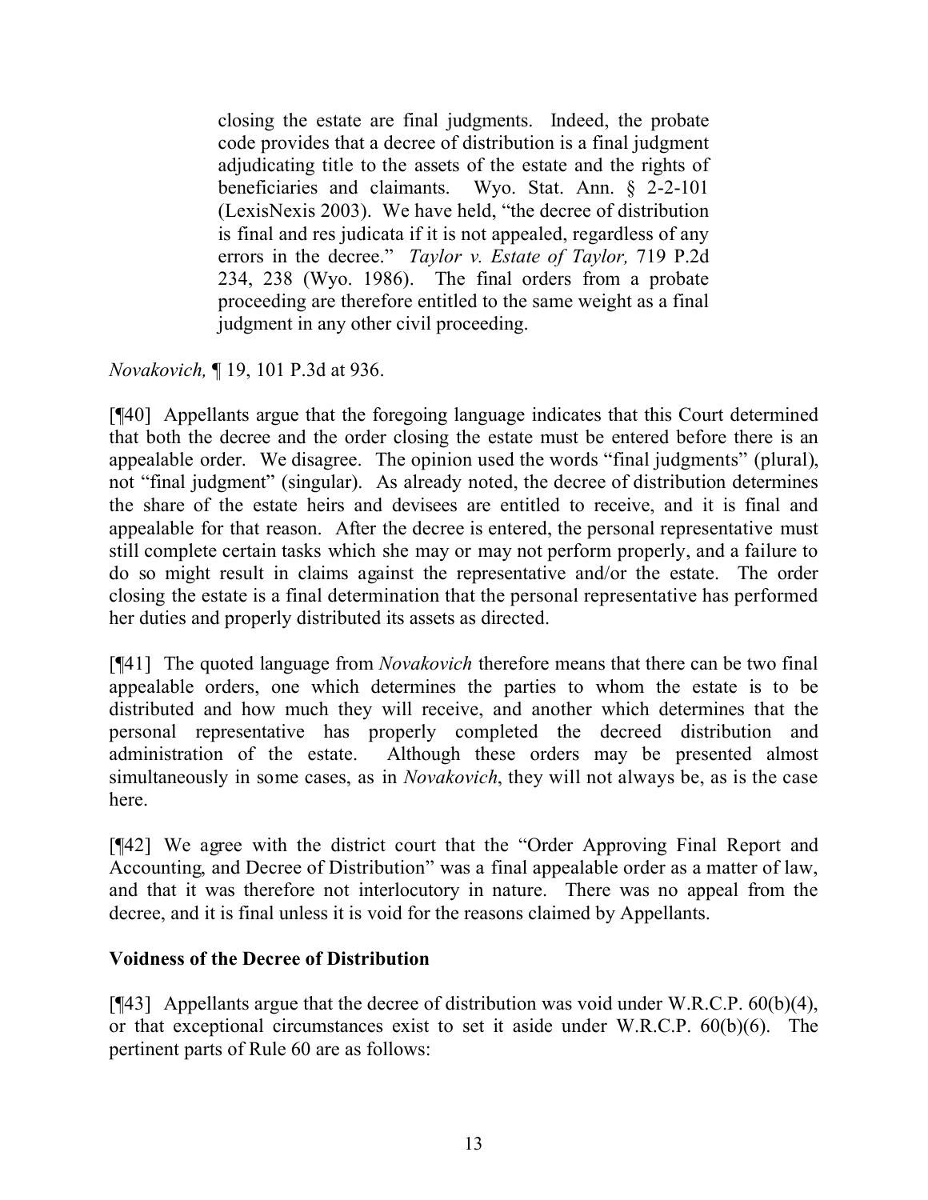> closing the estate are final judgments. Indeed, the probate code provides that a decree of distribution is a final judgment adjudicating title to the assets of the estate and the rights of beneficiaries and claimants. Wyo. Stat. Ann. § 2-2-101 (LexisNexis 2003). We have held, "the decree of distribution is final and res judicata if it is not appealed, regardless of any errors in the decree." *Taylor v. Estate of Taylor,* 719 P.2d 234, 238 (Wyo. 1986). The final orders from a probate proceeding are therefore entitled to the same weight as a final judgment in any other civil proceeding.

*Novakovich,* ¶ 19, 101 P.3d at 936.

[¶40] Appellants argue that the foregoing language indicates that this Court determined that both the decree and the order closing the estate must be entered before there is an appealable order. We disagree. The opinion used the words "final judgments" (plural), not "final judgment" (singular). As already noted, the decree of distribution determines the share of the estate heirs and devisees are entitled to receive, and it is final and appealable for that reason. After the decree is entered, the personal representative must still complete certain tasks which she may or may not perform properly, and a failure to do so might result in claims against the representative and/or the estate. The order closing the estate is a final determination that the personal representative has performed her duties and properly distributed its assets as directed.

[¶41] The quoted language from *Novakovich* therefore means that there can be two final appealable orders, one which determines the parties to whom the estate is to be distributed and how much they will receive, and another which determines that the personal representative has properly completed the decreed distribution and administration of the estate. Although these orders may be presented almost simultaneously in some cases, as in *Novakovich*, they will not always be, as is the case here.

[¶42] We agree with the district court that the "Order Approving Final Report and Accounting, and Decree of Distribution" was a final appealable order as a matter of law, and that it was therefore not interlocutory in nature. There was no appeal from the decree, and it is final unless it is void for the reasons claimed by Appellants.

**Voidness of the Decree of Distribution**

[¶43] Appellants argue that the decree of distribution was void under W.R.C.P. 60(b)(4), or that exceptional circumstances exist to set it aside under W.R.C.P. 60(b)(6). The pertinent parts of Rule 60 are as follows: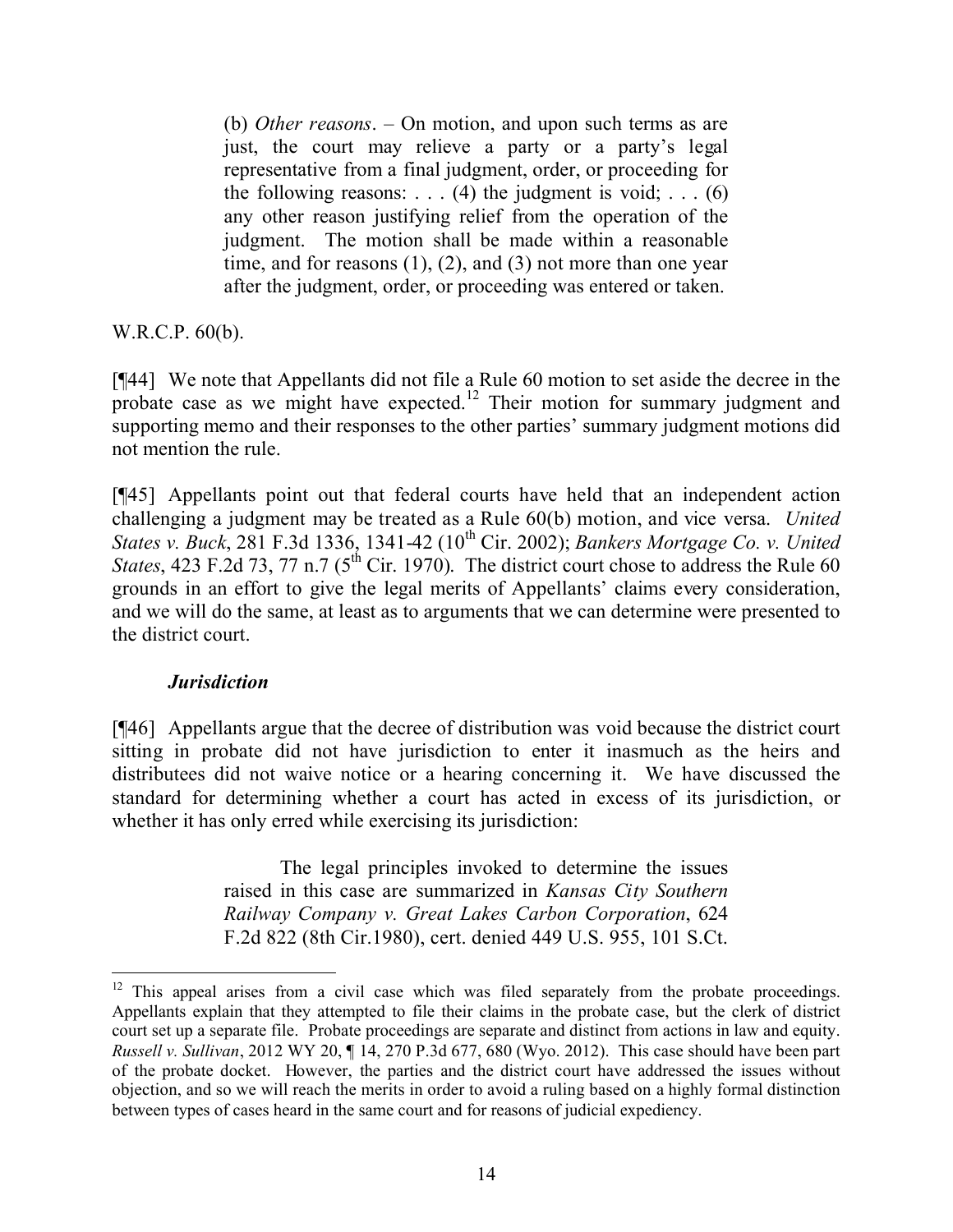> (b) *Other reasons*. – On motion, and upon such terms as are just, the court may relieve a party or a party's legal representative from a final judgment, order, or proceeding for the following reasons: . . . (4) the judgment is void; . . . (6) any other reason justifying relief from the operation of the judgment. The motion shall be made within a reasonable time, and for reasons (1), (2), and (3) not more than one year after the judgment, order, or proceeding was entered or taken.

W.R.C.P. 60(b).

[¶44] We note that Appellants did not file a Rule 60 motion to set aside the decree in the probate case as we might have expected.[12] Their motion for summary judgment and supporting memo and their responses to the other parties' summary judgment motions did not mention the rule.

[¶45] Appellants point out that federal courts have held that an independent action challenging a judgment may be treated as a Rule 60(b) motion, and vice versa. *United States v. Buck*, 281 F.3d 1336, 1341-42 (10th Cir. 2002); *Bankers Mortgage Co. v. United States*, 423 F.2d 73, 77 n.7 (5th Cir. 1970). The district court chose to address the Rule 60 grounds in an effort to give the legal merits of Appellants' claims every consideration, and we will do the same, at least as to arguments that we can determine were presented to the district court.

### *Jurisdiction*

[¶46] Appellants argue that the decree of distribution was void because the district court sitting in probate did not have jurisdiction to enter it inasmuch as the heirs and distributees did not waive notice or a hearing concerning it. We have discussed the standard for determining whether a court has acted in excess of its jurisdiction, or whether it has only erred while exercising its jurisdiction:

> The legal principles invoked to determine the issues raised in this case are summarized in *Kansas City Southern Railway Company v. Great Lakes Carbon Corporation*, 624 F.2d 822 (8th Cir.1980), cert. denied 449 U.S. 955, 101 S.Ct.

---

[12] This appeal arises from a civil case which was filed separately from the probate proceedings. Appellants explain that they attempted to file their claims in the probate case, but the clerk of district court set up a separate file. Probate proceedings are separate and distinct from actions in law and equity. *Russell v. Sullivan*, 2012 WY 20, ¶ 14, 270 P.3d 677, 680 (Wyo. 2012). This case should have been part of the probate docket. However, the parties and the district court have addressed the issues without objection, and so we will reach the merits in order to avoid a ruling based on a highly formal distinction between types of cases heard in the same court and for reasons of judicial expediency.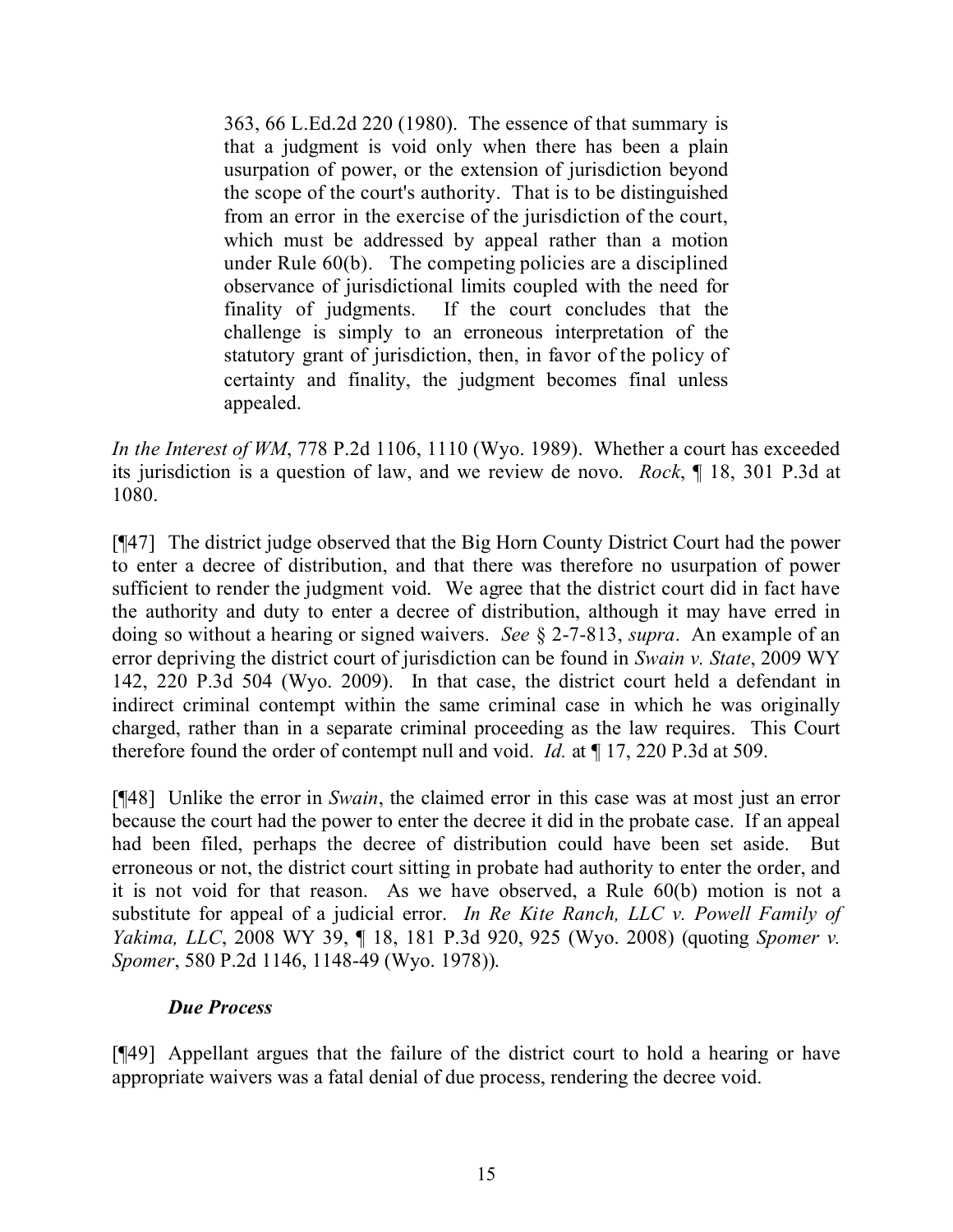> 363, 66 L.Ed.2d 220 (1980). The essence of that summary is that a judgment is void only when there has been a plain usurpation of power, or the extension of jurisdiction beyond the scope of the court's authority. That is to be distinguished from an error in the exercise of the jurisdiction of the court, which must be addressed by appeal rather than a motion under Rule 60(b). The competing policies are a disciplined observance of jurisdictional limits coupled with the need for finality of judgments. If the court concludes that the challenge is simply to an erroneous interpretation of the statutory grant of jurisdiction, then, in favor of the policy of certainty and finality, the judgment becomes final unless appealed.

*In the Interest of WM*, 778 P.2d 1106, 1110 (Wyo. 1989). Whether a court has exceeded its jurisdiction is a question of law, and we review de novo. *Rock*, ¶ 18, 301 P.3d at 1080.

[¶47] The district judge observed that the Big Horn County District Court had the power to enter a decree of distribution, and that there was therefore no usurpation of power sufficient to render the judgment void. We agree that the district court did in fact have the authority and duty to enter a decree of distribution, although it may have erred in doing so without a hearing or signed waivers. *See* § 2-7-813, *supra*. An example of an error depriving the district court of jurisdiction can be found in *Swain v. State*, 2009 WY 142, 220 P.3d 504 (Wyo. 2009). In that case, the district court held a defendant in indirect criminal contempt within the same criminal case in which he was originally charged, rather than in a separate criminal proceeding as the law requires. This Court therefore found the order of contempt null and void. *Id.* at ¶ 17, 220 P.3d at 509.

[¶48] Unlike the error in *Swain*, the claimed error in this case was at most just an error because the court had the power to enter the decree it did in the probate case. If an appeal had been filed, perhaps the decree of distribution could have been set aside. But erroneous or not, the district court sitting in probate had authority to enter the order, and it is not void for that reason. As we have observed, a Rule 60(b) motion is not a substitute for appeal of a judicial error. *In Re Kite Ranch, LLC v. Powell Family of Yakima, LLC*, 2008 WY 39, ¶ 18, 181 P.3d 920, 925 (Wyo. 2008) (quoting *Spomer v. Spomer*, 580 P.2d 1146, 1148-49 (Wyo. 1978)).

### *Due Process*

[¶49] Appellant argues that the failure of the district court to hold a hearing or have appropriate waivers was a fatal denial of due process, rendering the decree void.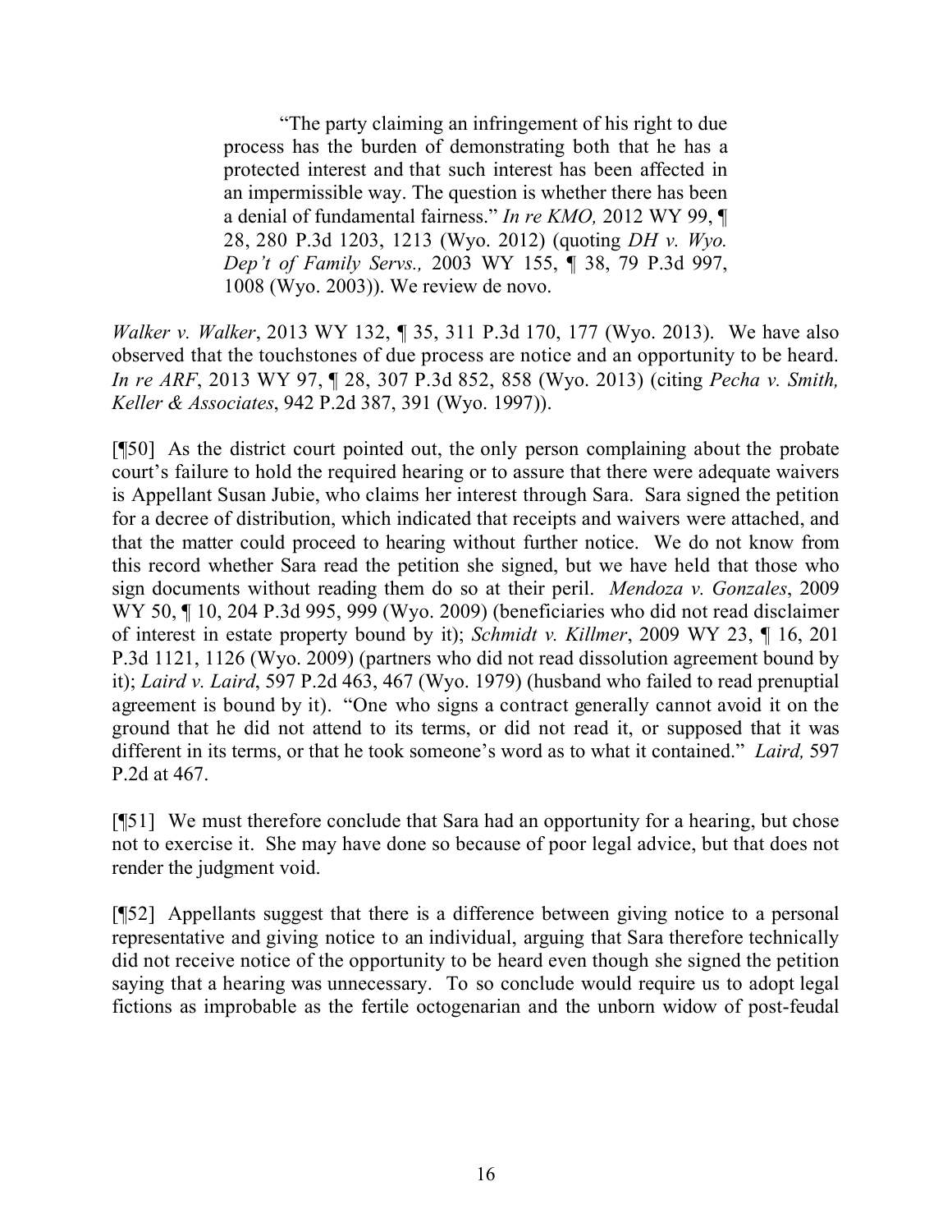> "The party claiming an infringement of his right to due process has the burden of demonstrating both that he has a protected interest and that such interest has been affected in an impermissible way. The question is whether there has been a denial of fundamental fairness." *In re KMO,* 2012 WY 99, ¶ 28, 280 P.3d 1203, 1213 (Wyo. 2012) (quoting *DH v. Wyo. Dep't of Family Servs.,* 2003 WY 155, ¶ 38, 79 P.3d 997, 1008 (Wyo. 2003)). We review de novo.

*Walker v. Walker*, 2013 WY 132, ¶ 35, 311 P.3d 170, 177 (Wyo. 2013). We have also observed that the touchstones of due process are notice and an opportunity to be heard. *In re ARF*, 2013 WY 97, ¶ 28, 307 P.3d 852, 858 (Wyo. 2013) (citing *Pecha v. Smith, Keller & Associates*, 942 P.2d 387, 391 (Wyo. 1997)).

[¶50] As the district court pointed out, the only person complaining about the probate court's failure to hold the required hearing or to assure that there were adequate waivers is Appellant Susan Jubie, who claims her interest through Sara. Sara signed the petition for a decree of distribution, which indicated that receipts and waivers were attached, and that the matter could proceed to hearing without further notice. We do not know from this record whether Sara read the petition she signed, but we have held that those who sign documents without reading them do so at their peril. *Mendoza v. Gonzales*, 2009 WY 50, ¶ 10, 204 P.3d 995, 999 (Wyo. 2009) (beneficiaries who did not read disclaimer of interest in estate property bound by it); *Schmidt v. Killmer*, 2009 WY 23, ¶ 16, 201 P.3d 1121, 1126 (Wyo. 2009) (partners who did not read dissolution agreement bound by it); *Laird v. Laird*, 597 P.2d 463, 467 (Wyo. 1979) (husband who failed to read prenuptial agreement is bound by it). "One who signs a contract generally cannot avoid it on the ground that he did not attend to its terms, or did not read it, or supposed that it was different in its terms, or that he took someone's word as to what it contained." *Laird,* 597 P.2d at 467.

[¶51] We must therefore conclude that Sara had an opportunity for a hearing, but chose not to exercise it. She may have done so because of poor legal advice, but that does not render the judgment void.

[¶52] Appellants suggest that there is a difference between giving notice to a personal representative and giving notice to an individual, arguing that Sara therefore technically did not receive notice of the opportunity to be heard even though she signed the petition saying that a hearing was unnecessary. To so conclude would require us to adopt legal fictions as improbable as the fertile octogenarian and the unborn widow of post-feudal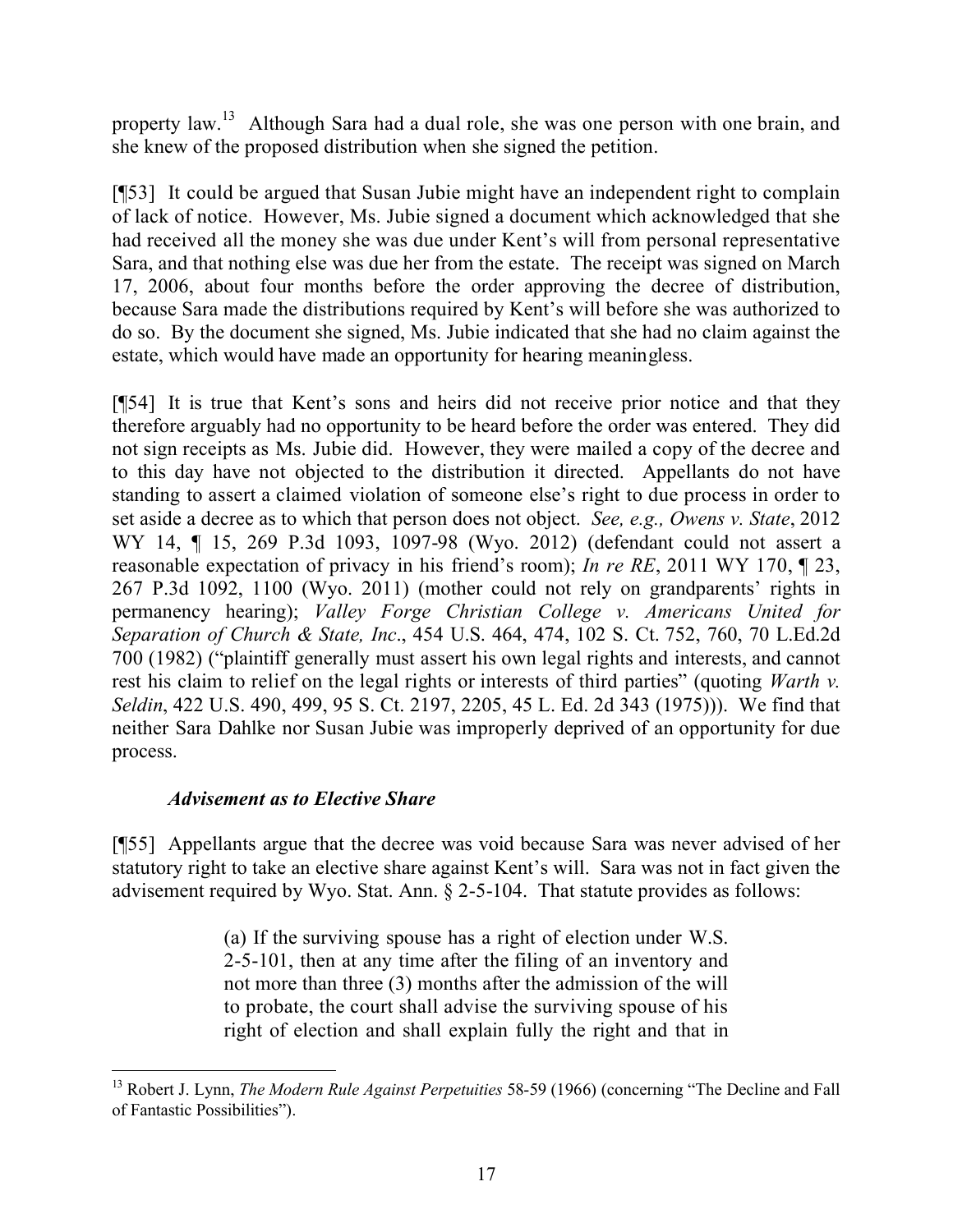property law.[13] Although Sara had a dual role, she was one person with one brain, and she knew of the proposed distribution when she signed the petition.

[¶53] It could be argued that Susan Jubie might have an independent right to complain of lack of notice. However, Ms. Jubie signed a document which acknowledged that she had received all the money she was due under Kent's will from personal representative Sara, and that nothing else was due her from the estate. The receipt was signed on March 17, 2006, about four months before the order approving the decree of distribution, because Sara made the distributions required by Kent's will before she was authorized to do so. By the document she signed, Ms. Jubie indicated that she had no claim against the estate, which would have made an opportunity for hearing meaningless.

[¶54] It is true that Kent's sons and heirs did not receive prior notice and that they therefore arguably had no opportunity to be heard before the order was entered. They did not sign receipts as Ms. Jubie did. However, they were mailed a copy of the decree and to this day have not objected to the distribution it directed. Appellants do not have standing to assert a claimed violation of someone else's right to due process in order to set aside a decree as to which that person does not object. *See, e.g., Owens v. State*, 2012 WY 14, ¶ 15, 269 P.3d 1093, 1097-98 (Wyo. 2012) (defendant could not assert a reasonable expectation of privacy in his friend's room); *In re RE*, 2011 WY 170, ¶ 23, 267 P.3d 1092, 1100 (Wyo. 2011) (mother could not rely on grandparents' rights in permanency hearing); *Valley Forge Christian College v. Americans United for Separation of Church & State, Inc*., 454 U.S. 464, 474, 102 S. Ct. 752, 760, 70 L.Ed.2d 700 (1982) ("plaintiff generally must assert his own legal rights and interests, and cannot rest his claim to relief on the legal rights or interests of third parties" (quoting *Warth v. Seldin*, 422 U.S. 490, 499, 95 S. Ct. 2197, 2205, 45 L. Ed. 2d 343 (1975))). We find that neither Sara Dahlke nor Susan Jubie was improperly deprived of an opportunity for due process.

***Advisement as to Elective Share***

[¶55] Appellants argue that the decree was void because Sara was never advised of her statutory right to take an elective share against Kent's will. Sara was not in fact given the advisement required by Wyo. Stat. Ann. § 2-5-104. That statute provides as follows:

> (a) If the surviving spouse has a right of election under W.S. 2-5-101, then at any time after the filing of an inventory and not more than three (3) months after the admission of the will to probate, the court shall advise the surviving spouse of his right of election and shall explain fully the right and that in

[13] Robert J. Lynn, *The Modern Rule Against Perpetuities* 58-59 (1966) (concerning "The Decline and Fall of Fantastic Possibilities").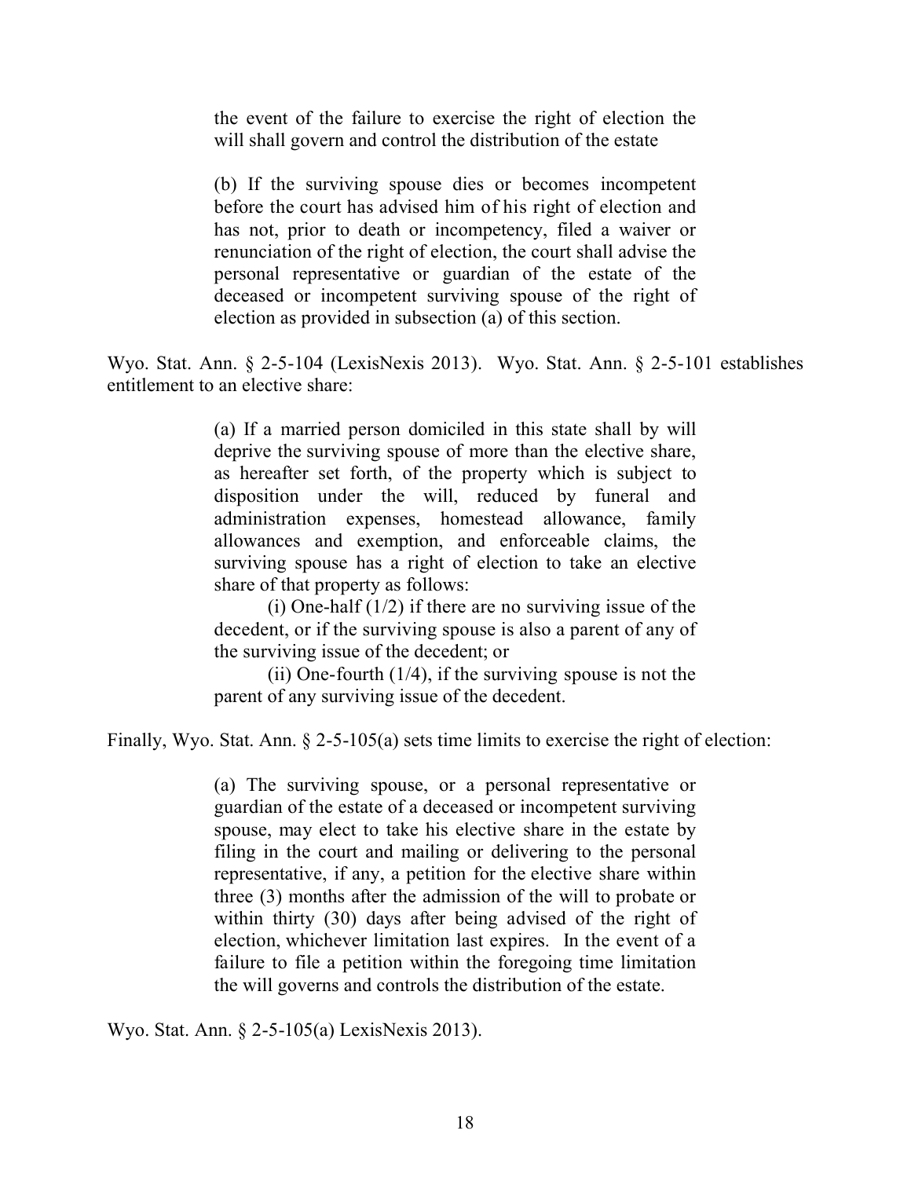> the event of the failure to exercise the right of election the will shall govern and control the distribution of the estate
>
> (b) If the surviving spouse dies or becomes incompetent before the court has advised him of his right of election and has not, prior to death or incompetency, filed a waiver or renunciation of the right of election, the court shall advise the personal representative or guardian of the estate of the deceased or incompetent surviving spouse of the right of election as provided in subsection (a) of this section.

Wyo. Stat. Ann. § 2-5-104 (LexisNexis 2013). Wyo. Stat. Ann. § 2-5-101 establishes entitlement to an elective share:

> (a) If a married person domiciled in this state shall by will deprive the surviving spouse of more than the elective share, as hereafter set forth, of the property which is subject to disposition under the will, reduced by funeral and administration expenses, homestead allowance, family allowances and exemption, and enforceable claims, the surviving spouse has a right of election to take an elective share of that property as follows:
>
> (i) One-half (1/2) if there are no surviving issue of the decedent, or if the surviving spouse is also a parent of any of the surviving issue of the decedent; or
>
> (ii) One-fourth (1/4), if the surviving spouse is not the parent of any surviving issue of the decedent.

Finally, Wyo. Stat. Ann. § 2-5-105(a) sets time limits to exercise the right of election:

> (a) The surviving spouse, or a personal representative or guardian of the estate of a deceased or incompetent surviving spouse, may elect to take his elective share in the estate by filing in the court and mailing or delivering to the personal representative, if any, a petition for the elective share within three (3) months after the admission of the will to probate or within thirty (30) days after being advised of the right of election, whichever limitation last expires. In the event of a failure to file a petition within the foregoing time limitation the will governs and controls the distribution of the estate.

Wyo. Stat. Ann. § 2-5-105(a) LexisNexis 2013).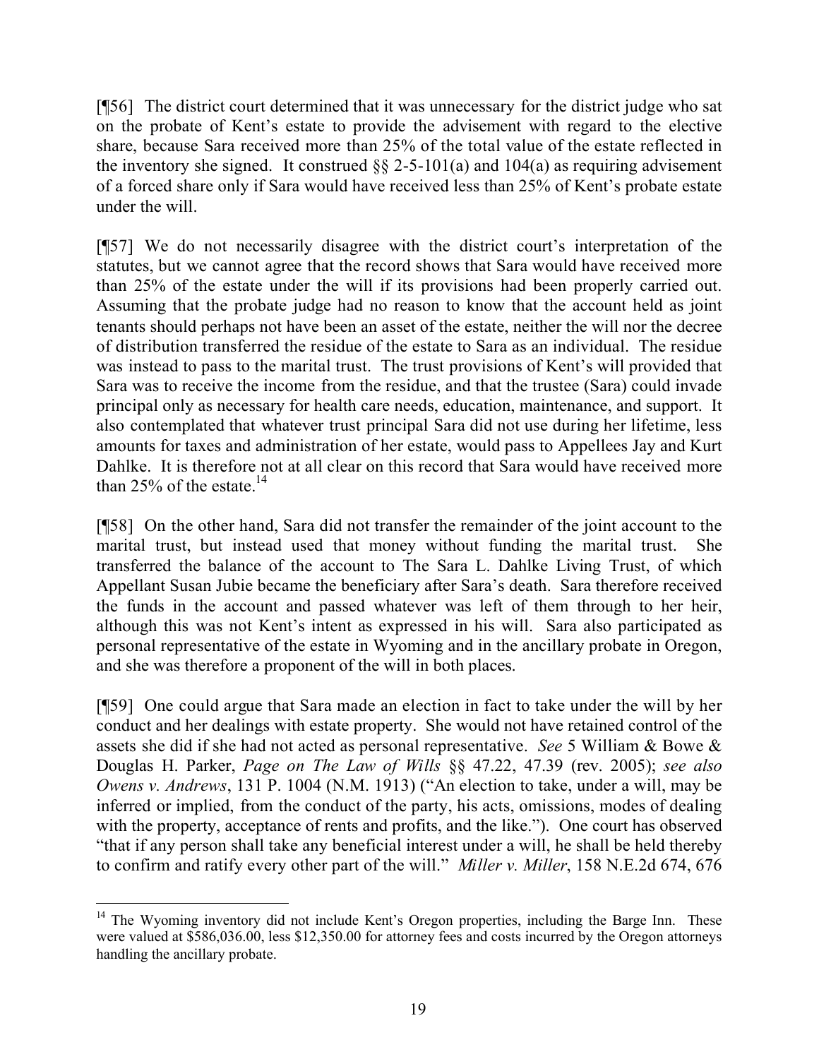[¶56] The district court determined that it was unnecessary for the district judge who sat on the probate of Kent's estate to provide the advisement with regard to the elective share, because Sara received more than 25% of the total value of the estate reflected in the inventory she signed. It construed §§ 2-5-101(a) and 104(a) as requiring advisement of a forced share only if Sara would have received less than 25% of Kent's probate estate under the will.

[¶57] We do not necessarily disagree with the district court's interpretation of the statutes, but we cannot agree that the record shows that Sara would have received more than 25% of the estate under the will if its provisions had been properly carried out. Assuming that the probate judge had no reason to know that the account held as joint tenants should perhaps not have been an asset of the estate, neither the will nor the decree of distribution transferred the residue of the estate to Sara as an individual. The residue was instead to pass to the marital trust. The trust provisions of Kent's will provided that Sara was to receive the income from the residue, and that the trustee (Sara) could invade principal only as necessary for health care needs, education, maintenance, and support. It also contemplated that whatever trust principal Sara did not use during her lifetime, less amounts for taxes and administration of her estate, would pass to Appellees Jay and Kurt Dahlke. It is therefore not at all clear on this record that Sara would have received more than 25% of the estate.[14]

[¶58] On the other hand, Sara did not transfer the remainder of the joint account to the marital trust, but instead used that money without funding the marital trust. She transferred the balance of the account to The Sara L. Dahlke Living Trust, of which Appellant Susan Jubie became the beneficiary after Sara's death. Sara therefore received the funds in the account and passed whatever was left of them through to her heir, although this was not Kent's intent as expressed in his will. Sara also participated as personal representative of the estate in Wyoming and in the ancillary probate in Oregon, and she was therefore a proponent of the will in both places.

[¶59] One could argue that Sara made an election in fact to take under the will by her conduct and her dealings with estate property. She would not have retained control of the assets she did if she had not acted as personal representative. *See* 5 William & Bowe & Douglas H. Parker, *Page on The Law of Wills* §§ 47.22, 47.39 (rev. 2005); *see also Owens v. Andrews*, 131 P. 1004 (N.M. 1913) ("An election to take, under a will, may be inferred or implied, from the conduct of the party, his acts, omissions, modes of dealing with the property, acceptance of rents and profits, and the like."). One court has observed "that if any person shall take any beneficial interest under a will, he shall be held thereby to confirm and ratify every other part of the will." *Miller v. Miller*, 158 N.E.2d 674, 676

---

[14] The Wyoming inventory did not include Kent's Oregon properties, including the Barge Inn. These were valued at $586,036.00, less $12,350.00 for attorney fees and costs incurred by the Oregon attorneys handling the ancillary probate.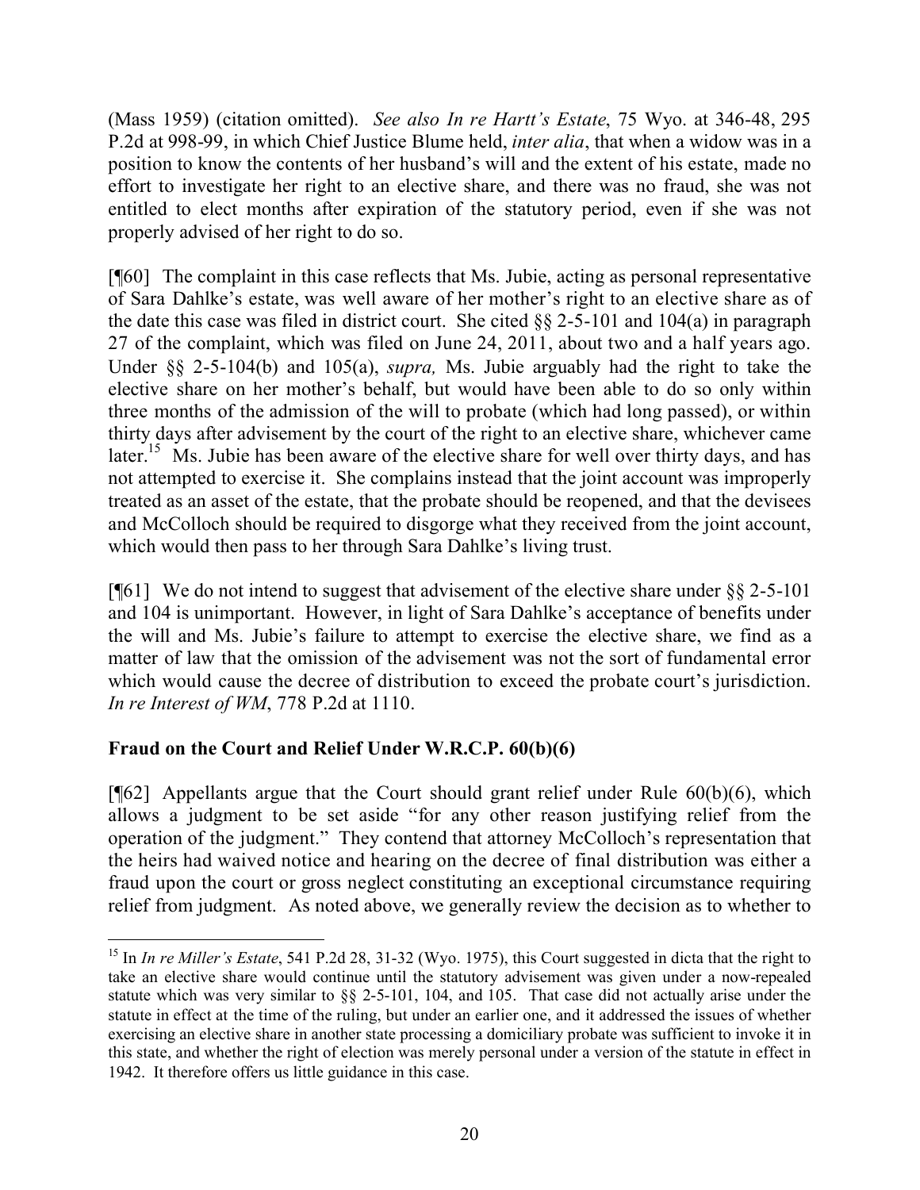(Mass 1959) (citation omitted). *See also In re Hartt's Estate*, 75 Wyo. at 346-48, 295 P.2d at 998-99, in which Chief Justice Blume held, *inter alia*, that when a widow was in a position to know the contents of her husband's will and the extent of his estate, made no effort to investigate her right to an elective share, and there was no fraud, she was not entitled to elect months after expiration of the statutory period, even if she was not properly advised of her right to do so.

[¶60] The complaint in this case reflects that Ms. Jubie, acting as personal representative of Sara Dahlke's estate, was well aware of her mother's right to an elective share as of the date this case was filed in district court. She cited §§ 2-5-101 and 104(a) in paragraph 27 of the complaint, which was filed on June 24, 2011, about two and a half years ago. Under §§ 2-5-104(b) and 105(a), *supra,* Ms. Jubie arguably had the right to take the elective share on her mother's behalf, but would have been able to do so only within three months of the admission of the will to probate (which had long passed), or within thirty days after advisement by the court of the right to an elective share, whichever came later.[15] Ms. Jubie has been aware of the elective share for well over thirty days, and has not attempted to exercise it. She complains instead that the joint account was improperly treated as an asset of the estate, that the probate should be reopened, and that the devisees and McColloch should be required to disgorge what they received from the joint account, which would then pass to her through Sara Dahlke's living trust.

[¶61] We do not intend to suggest that advisement of the elective share under §§ 2-5-101 and 104 is unimportant. However, in light of Sara Dahlke's acceptance of benefits under the will and Ms. Jubie's failure to attempt to exercise the elective share, we find as a matter of law that the omission of the advisement was not the sort of fundamental error which would cause the decree of distribution to exceed the probate court's jurisdiction. *In re Interest of WM*, 778 P.2d at 1110.

## Fraud on the Court and Relief Under W.R.C.P. 60(b)(6)

[¶62] Appellants argue that the Court should grant relief under Rule 60(b)(6), which allows a judgment to be set aside "for any other reason justifying relief from the operation of the judgment." They contend that attorney McColloch's representation that the heirs had waived notice and hearing on the decree of final distribution was either a fraud upon the court or gross neglect constituting an exceptional circumstance requiring relief from judgment. As noted above, we generally review the decision as to whether to

---

[15] In *In re Miller's Estate*, 541 P.2d 28, 31-32 (Wyo. 1975), this Court suggested in dicta that the right to take an elective share would continue until the statutory advisement was given under a now-repealed statute which was very similar to §§ 2-5-101, 104, and 105. That case did not actually arise under the statute in effect at the time of the ruling, but under an earlier one, and it addressed the issues of whether exercising an elective share in another state processing a domiciliary probate was sufficient to invoke it in this state, and whether the right of election was merely personal under a version of the statute in effect in 1942. It therefore offers us little guidance in this case.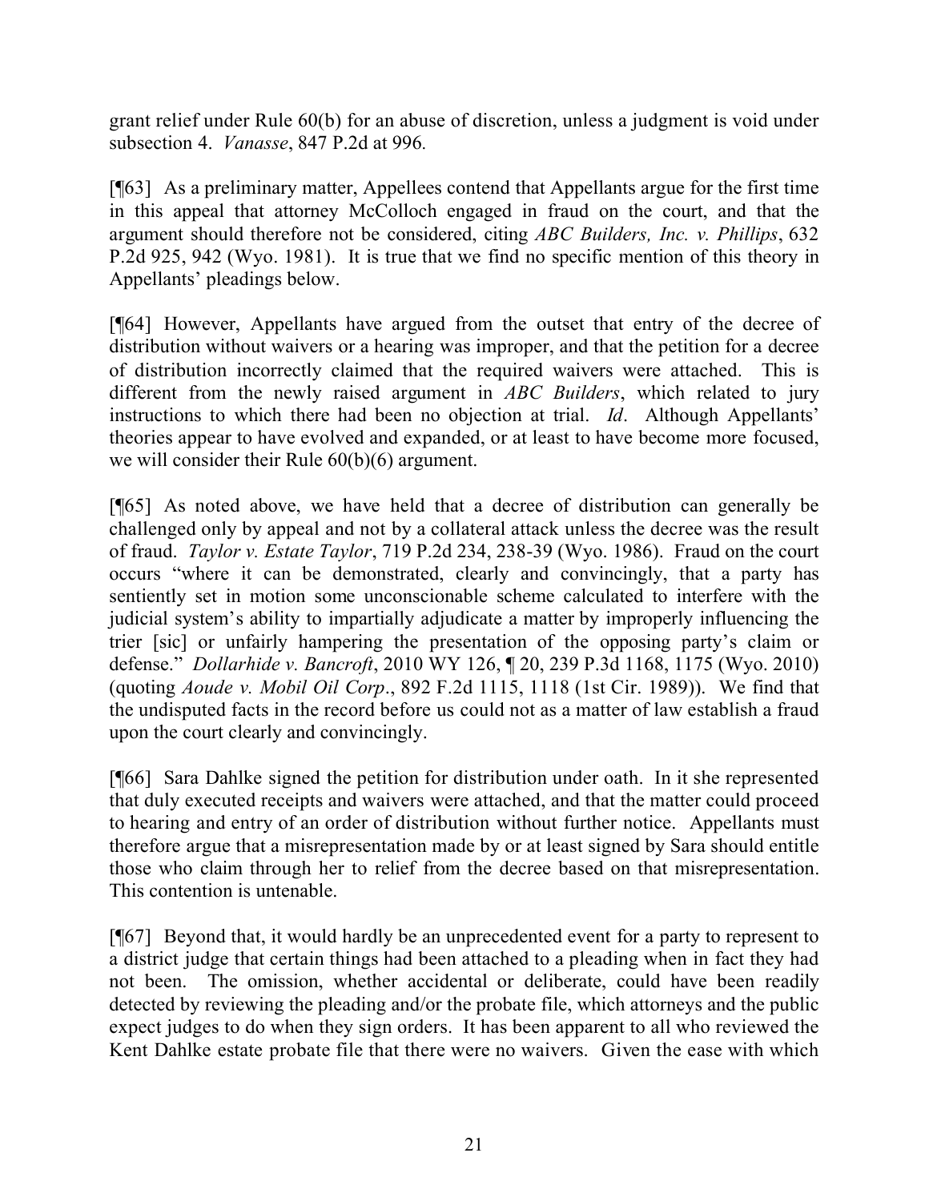grant relief under Rule 60(b) for an abuse of discretion, unless a judgment is void under subsection 4. *Vanasse*, 847 P.2d at 996.

[¶63] As a preliminary matter, Appellees contend that Appellants argue for the first time in this appeal that attorney McColloch engaged in fraud on the court, and that the argument should therefore not be considered, citing *ABC Builders, Inc. v. Phillips*, 632 P.2d 925, 942 (Wyo. 1981). It is true that we find no specific mention of this theory in Appellants' pleadings below.

[¶64] However, Appellants have argued from the outset that entry of the decree of distribution without waivers or a hearing was improper, and that the petition for a decree of distribution incorrectly claimed that the required waivers were attached. This is different from the newly raised argument in *ABC Builders*, which related to jury instructions to which there had been no objection at trial. *Id*. Although Appellants' theories appear to have evolved and expanded, or at least to have become more focused, we will consider their Rule 60(b)(6) argument.

[¶65] As noted above, we have held that a decree of distribution can generally be challenged only by appeal and not by a collateral attack unless the decree was the result of fraud. *Taylor v. Estate Taylor*, 719 P.2d 234, 238-39 (Wyo. 1986). Fraud on the court occurs "where it can be demonstrated, clearly and convincingly, that a party has sentiently set in motion some unconscionable scheme calculated to interfere with the judicial system's ability to impartially adjudicate a matter by improperly influencing the trier [sic] or unfairly hampering the presentation of the opposing party's claim or defense." *Dollarhide v. Bancroft*, 2010 WY 126, ¶ 20, 239 P.3d 1168, 1175 (Wyo. 2010) (quoting *Aoude v. Mobil Oil Corp*., 892 F.2d 1115, 1118 (1st Cir. 1989)). We find that the undisputed facts in the record before us could not as a matter of law establish a fraud upon the court clearly and convincingly.

[¶66] Sara Dahlke signed the petition for distribution under oath. In it she represented that duly executed receipts and waivers were attached, and that the matter could proceed to hearing and entry of an order of distribution without further notice. Appellants must therefore argue that a misrepresentation made by or at least signed by Sara should entitle those who claim through her to relief from the decree based on that misrepresentation. This contention is untenable.

[¶67] Beyond that, it would hardly be an unprecedented event for a party to represent to a district judge that certain things had been attached to a pleading when in fact they had not been. The omission, whether accidental or deliberate, could have been readily detected by reviewing the pleading and/or the probate file, which attorneys and the public expect judges to do when they sign orders. It has been apparent to all who reviewed the Kent Dahlke estate probate file that there were no waivers. Given the ease with which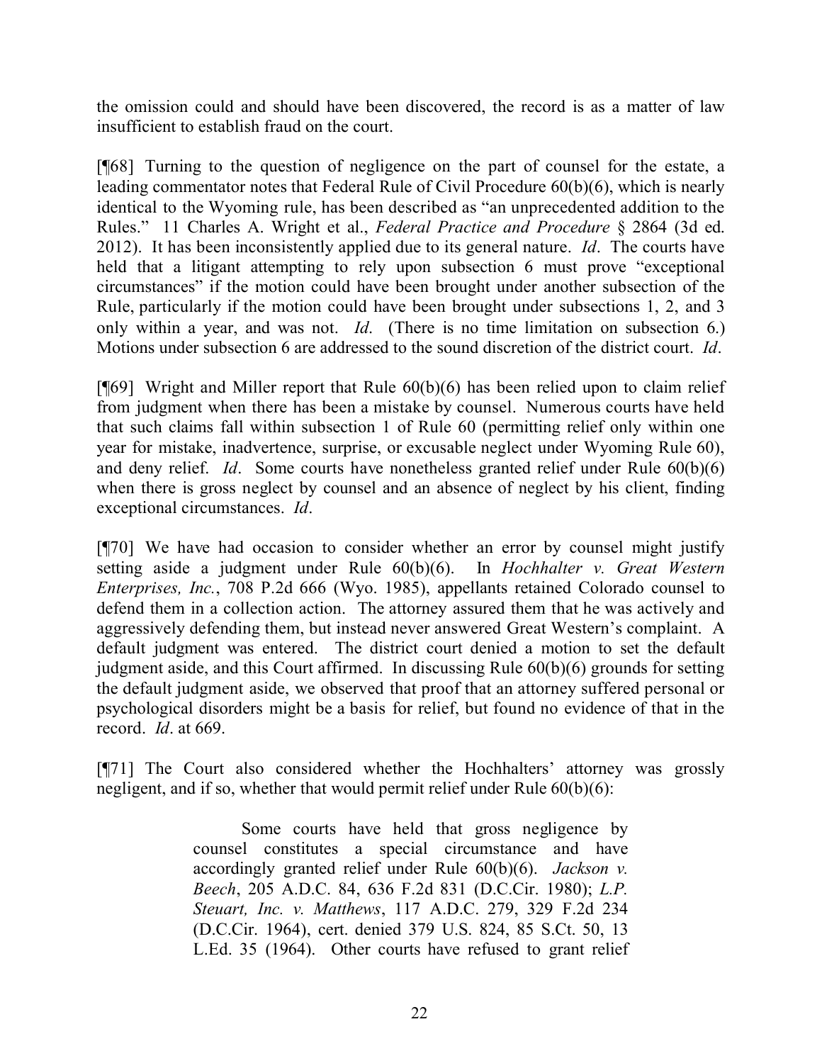the omission could and should have been discovered, the record is as a matter of law insufficient to establish fraud on the court.

[¶68] Turning to the question of negligence on the part of counsel for the estate, a leading commentator notes that Federal Rule of Civil Procedure 60(b)(6), which is nearly identical to the Wyoming rule, has been described as "an unprecedented addition to the Rules." 11 Charles A. Wright et al., *Federal Practice and Procedure* § 2864 (3d ed. 2012). It has been inconsistently applied due to its general nature. *Id*. The courts have held that a litigant attempting to rely upon subsection 6 must prove "exceptional circumstances" if the motion could have been brought under another subsection of the Rule, particularly if the motion could have been brought under subsections 1, 2, and 3 only within a year, and was not. *Id*. (There is no time limitation on subsection 6.) Motions under subsection 6 are addressed to the sound discretion of the district court. *Id*.

[¶69] Wright and Miller report that Rule 60(b)(6) has been relied upon to claim relief from judgment when there has been a mistake by counsel. Numerous courts have held that such claims fall within subsection 1 of Rule 60 (permitting relief only within one year for mistake, inadvertence, surprise, or excusable neglect under Wyoming Rule 60), and deny relief. *Id*. Some courts have nonetheless granted relief under Rule 60(b)(6) when there is gross neglect by counsel and an absence of neglect by his client, finding exceptional circumstances. *Id*.

[¶70] We have had occasion to consider whether an error by counsel might justify setting aside a judgment under Rule 60(b)(6). In *Hochhalter v. Great Western Enterprises, Inc.*, 708 P.2d 666 (Wyo. 1985), appellants retained Colorado counsel to defend them in a collection action. The attorney assured them that he was actively and aggressively defending them, but instead never answered Great Western's complaint. A default judgment was entered. The district court denied a motion to set the default judgment aside, and this Court affirmed. In discussing Rule 60(b)(6) grounds for setting the default judgment aside, we observed that proof that an attorney suffered personal or psychological disorders might be a basis for relief, but found no evidence of that in the record. *Id*. at 669.

[¶71] The Court also considered whether the Hochhalters' attorney was grossly negligent, and if so, whether that would permit relief under Rule 60(b)(6):

> Some courts have held that gross negligence by counsel constitutes a special circumstance and have accordingly granted relief under Rule 60(b)(6). *Jackson v. Beech*, 205 A.D.C. 84, 636 F.2d 831 (D.C.Cir. 1980); *L.P. Steuart, Inc. v. Matthews*, 117 A.D.C. 279, 329 F.2d 234 (D.C.Cir. 1964), cert. denied 379 U.S. 824, 85 S.Ct. 50, 13 L.Ed. 35 (1964). Other courts have refused to grant relief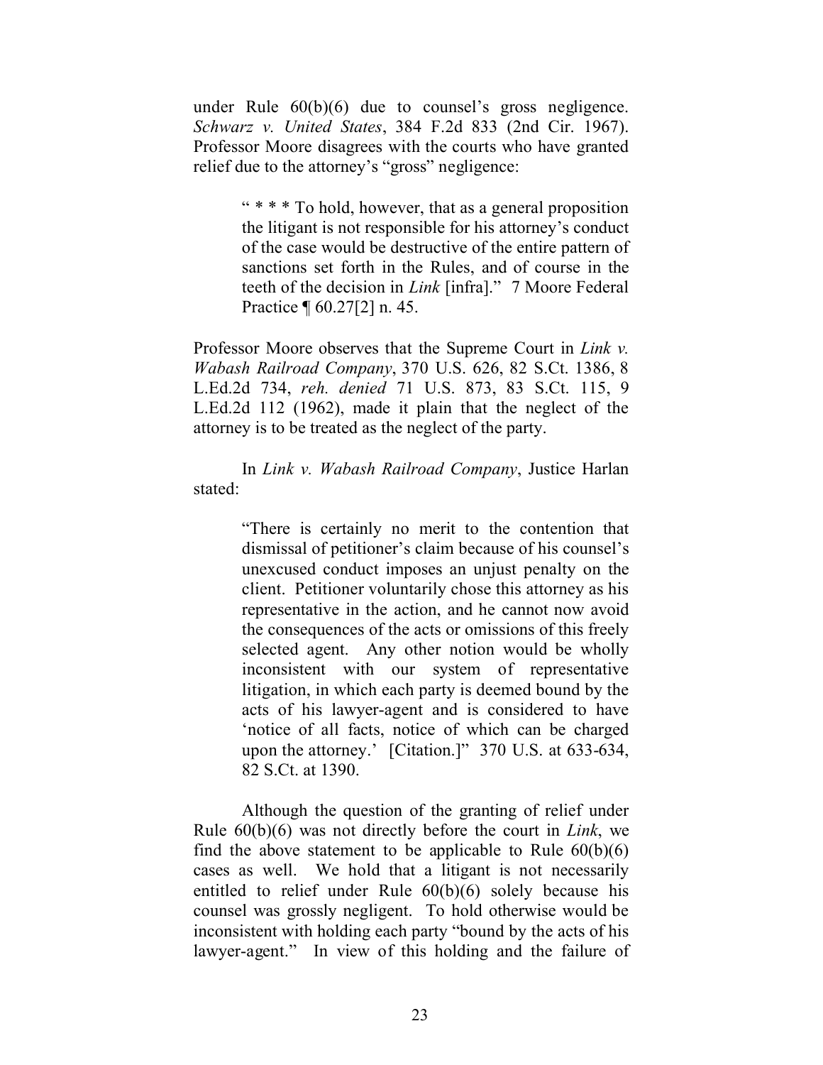under Rule 60(b)(6) due to counsel's gross negligence. *Schwarz v. United States*, 384 F.2d 833 (2nd Cir. 1967). Professor Moore disagrees with the courts who have granted relief due to the attorney's "gross" negligence:

> " * * * To hold, however, that as a general proposition the litigant is not responsible for his attorney's conduct of the case would be destructive of the entire pattern of sanctions set forth in the Rules, and of course in the teeth of the decision in *Link* [infra]." 7 Moore Federal Practice ¶ 60.27[2] n. 45.

Professor Moore observes that the Supreme Court in *Link v. Wabash Railroad Company*, 370 U.S. 626, 82 S.Ct. 1386, 8 L.Ed.2d 734, *reh. denied* 71 U.S. 873, 83 S.Ct. 115, 9 L.Ed.2d 112 (1962), made it plain that the neglect of the attorney is to be treated as the neglect of the party.

In *Link v. Wabash Railroad Company*, Justice Harlan stated:

> "There is certainly no merit to the contention that dismissal of petitioner's claim because of his counsel's unexcused conduct imposes an unjust penalty on the client. Petitioner voluntarily chose this attorney as his representative in the action, and he cannot now avoid the consequences of the acts or omissions of this freely selected agent. Any other notion would be wholly inconsistent with our system of representative litigation, in which each party is deemed bound by the acts of his lawyer-agent and is considered to have 'notice of all facts, notice of which can be charged upon the attorney.' [Citation.]" 370 U.S. at 633-634, 82 S.Ct. at 1390.

Although the question of the granting of relief under Rule 60(b)(6) was not directly before the court in *Link*, we find the above statement to be applicable to Rule 60(b)(6) cases as well. We hold that a litigant is not necessarily entitled to relief under Rule 60(b)(6) solely because his counsel was grossly negligent. To hold otherwise would be inconsistent with holding each party "bound by the acts of his lawyer-agent." In view of this holding and the failure of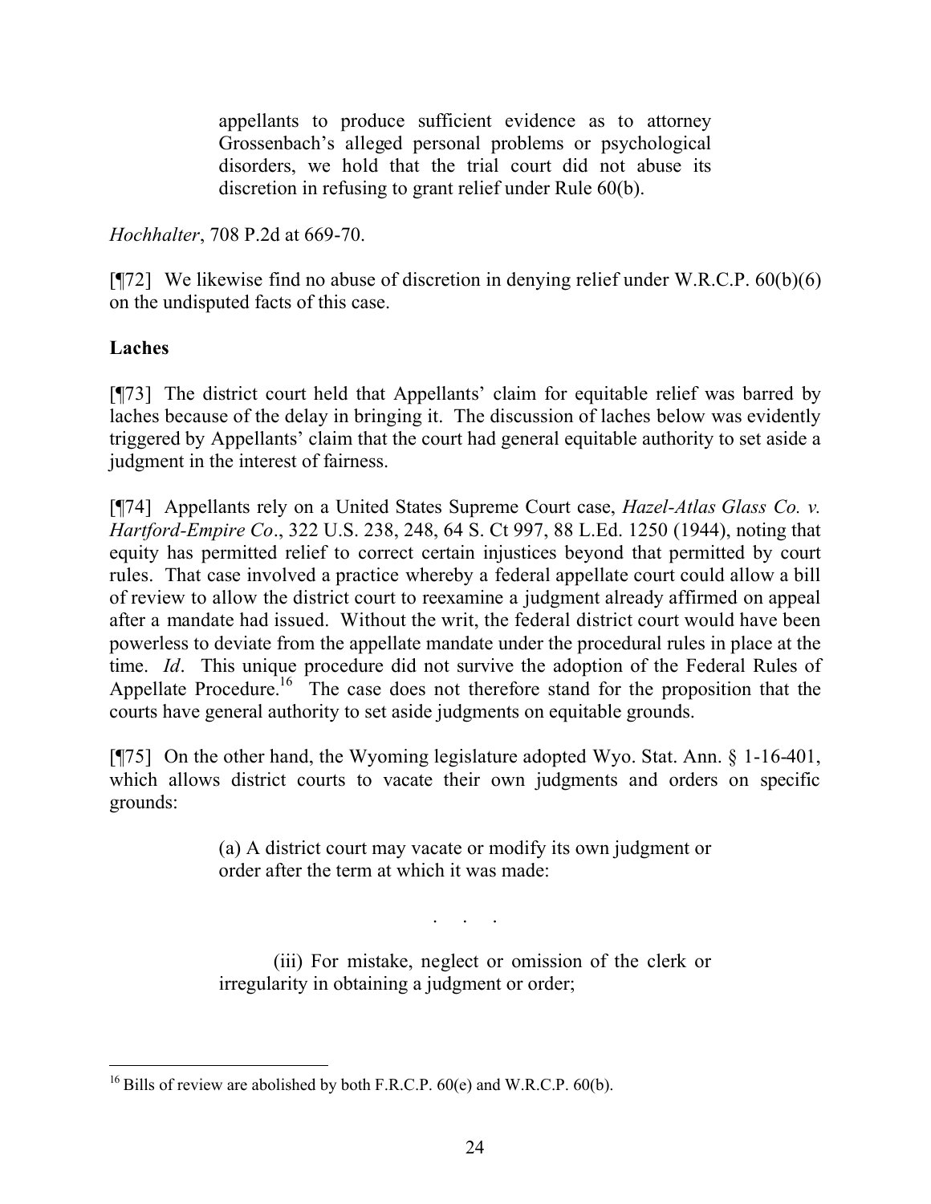> appellants to produce sufficient evidence as to attorney Grossenbach's alleged personal problems or psychological disorders, we hold that the trial court did not abuse its discretion in refusing to grant relief under Rule 60(b).

*Hochhalter*, 708 P.2d at 669-70.

[¶72] We likewise find no abuse of discretion in denying relief under W.R.C.P. 60(b)(6) on the undisputed facts of this case.

**Laches**

[¶73] The district court held that Appellants' claim for equitable relief was barred by laches because of the delay in bringing it. The discussion of laches below was evidently triggered by Appellants' claim that the court had general equitable authority to set aside a judgment in the interest of fairness.

[¶74] Appellants rely on a United States Supreme Court case, *Hazel-Atlas Glass Co. v. Hartford-Empire Co*., 322 U.S. 238, 248, 64 S. Ct 997, 88 L.Ed. 1250 (1944), noting that equity has permitted relief to correct certain injustices beyond that permitted by court rules. That case involved a practice whereby a federal appellate court could allow a bill of review to allow the district court to reexamine a judgment already affirmed on appeal after a mandate had issued. Without the writ, the federal district court would have been powerless to deviate from the appellate mandate under the procedural rules in place at the time. *Id*. This unique procedure did not survive the adoption of the Federal Rules of Appellate Procedure.[16] The case does not therefore stand for the proposition that the courts have general authority to set aside judgments on equitable grounds.

[¶75] On the other hand, the Wyoming legislature adopted Wyo. Stat. Ann. § 1-16-401, which allows district courts to vacate their own judgments and orders on specific grounds:

> (a) A district court may vacate or modify its own judgment or order after the term at which it was made:
>
> . . .
>
> (iii) For mistake, neglect or omission of the clerk or irregularity in obtaining a judgment or order;

[16] Bills of review are abolished by both F.R.C.P. 60(e) and W.R.C.P. 60(b).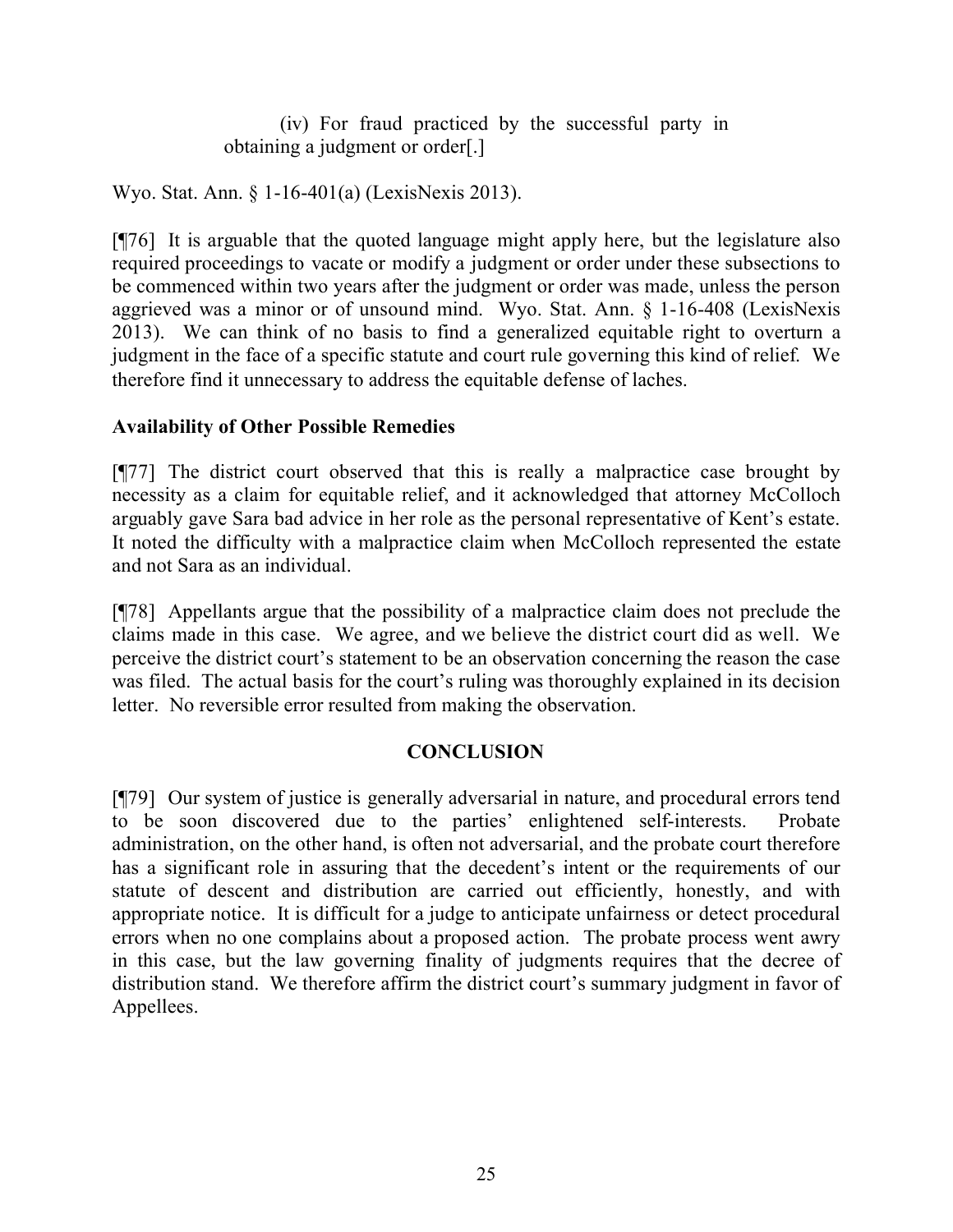(iv) For fraud practiced by the successful party in obtaining a judgment or order[.]

Wyo. Stat. Ann. § 1-16-401(a) (LexisNexis 2013).

[¶76] It is arguable that the quoted language might apply here, but the legislature also required proceedings to vacate or modify a judgment or order under these subsections to be commenced within two years after the judgment or order was made, unless the person aggrieved was a minor or of unsound mind. Wyo. Stat. Ann. § 1-16-408 (LexisNexis 2013). We can think of no basis to find a generalized equitable right to overturn a judgment in the face of a specific statute and court rule governing this kind of relief. We therefore find it unnecessary to address the equitable defense of laches.

**Availability of Other Possible Remedies**

[¶77] The district court observed that this is really a malpractice case brought by necessity as a claim for equitable relief, and it acknowledged that attorney McColloch arguably gave Sara bad advice in her role as the personal representative of Kent's estate. It noted the difficulty with a malpractice claim when McColloch represented the estate and not Sara as an individual.

[¶78] Appellants argue that the possibility of a malpractice claim does not preclude the claims made in this case. We agree, and we believe the district court did as well. We perceive the district court's statement to be an observation concerning the reason the case was filed. The actual basis for the court's ruling was thoroughly explained in its decision letter. No reversible error resulted from making the observation.

## CONCLUSION

[¶79] Our system of justice is generally adversarial in nature, and procedural errors tend to be soon discovered due to the parties' enlightened self-interests. Probate administration, on the other hand, is often not adversarial, and the probate court therefore has a significant role in assuring that the decedent's intent or the requirements of our statute of descent and distribution are carried out efficiently, honestly, and with appropriate notice. It is difficult for a judge to anticipate unfairness or detect procedural errors when no one complains about a proposed action. The probate process went awry in this case, but the law governing finality of judgments requires that the decree of distribution stand. We therefore affirm the district court's summary judgment in favor of Appellees.